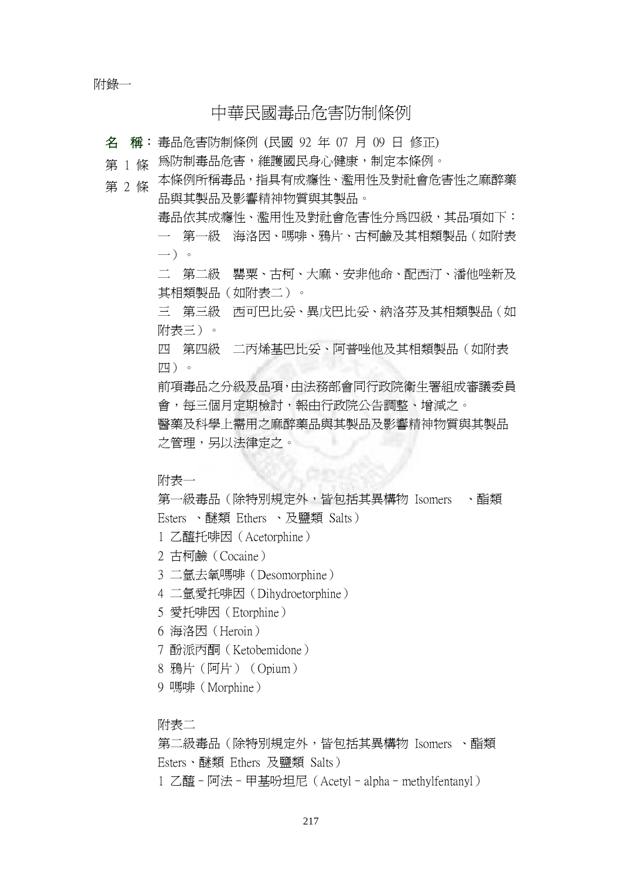附錄一

# 中華民國毒品危害防制條例

**名　稱：** 毒品危害防制條例 (民國 92 年 07 月 09 日 修正)

第 1 條　爲防制毒品危害，維護國民身心健康，制定本條例。

第 2 條　本條例所稱毒品，指具有成癮性、濫用性及對社會危害性之麻醉藥品與其製品及影響精神物質與其製品。

毒品依其成癮性、濫用性及對社會危害性分爲四級，其品項如下：

一　第一級　海洛因、嗎啡、鴉片、古柯鹼及其相類製品（如附表一）。

二　第二級　罌粟、古柯、大麻、安非他命、配西汀、潘他唑新及其相類製品（如附表二）。

三　第三級　西可巴比妥、異戊巴比妥、納洛芬及其相類製品（如附表三）。

四　第四級　二丙烯基巴比妥、阿普唑他及其相類製品（如附表四）。

前項毒品之分級及品項，由法務部會同行政院衛生署組成審議委員會，每三個月定期檢討，報由行政院公告調整、增減之。

醫藥及科學上需用之麻醉藥品與其製品及影響精神物質與其製品之管理，另以法律定之。

附表一

第一級毒品（除特別規定外，皆包括其異構物 Isomers 、酯類 Esters 、醚類 Ethers 、及鹽類 Salts）

1 乙醯托啡因（Acetorphine）
2 古柯鹼（Cocaine）
3 二氫去氧嗎啡（Desomorphine）
4 二氫愛托啡因（Dihydroetorphine）
5 愛托啡因（Etorphine）
6 海洛因（Heroin）
7 酚派丙酮（Ketobemidone）
8 鴉片（阿片）（Opium）
9 嗎啡（Morphine）

附表二

第二級毒品（除特別規定外，皆包括其異構物 Isomers 、酯類 Esters、醚類 Ethers 及鹽類 Salts）

1 乙醯－阿法－甲基吩坦尼（Acetyl－alpha－methylfentanyl）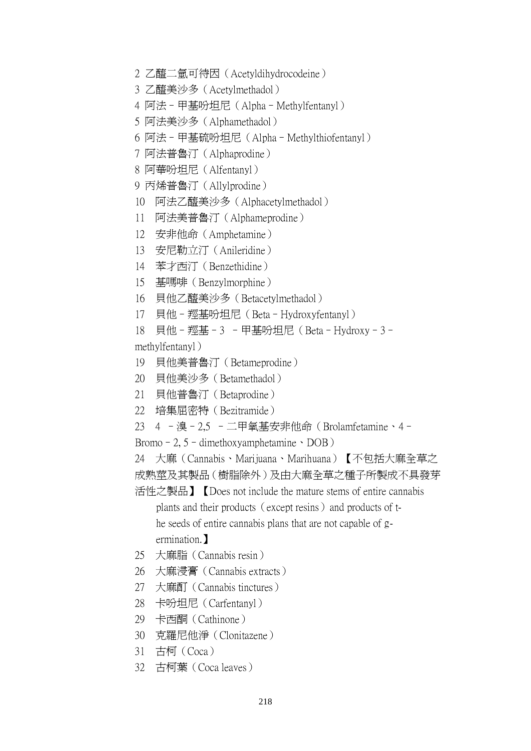2 乙醯二氫可待因（Acetyldihydrocodeine）

3 乙醯美沙多（Acetylmethadol）

4 阿法－甲基吩坦尼（Alpha－Methylfentanyl）

5 阿法美沙多（Alphamethadol）

6 阿法－甲基硫吩坦尼（Alpha－Methylthiofentanyl）

7 阿法普魯汀（Alphaprodine）

8 阿華吩坦尼（Alfentanyl）

9 丙烯普魯汀（Allylprodine）

10 阿法乙醯美沙多（Alphacetylmethadol）

11 阿法美普魯汀（Alphameprodine）

12 安非他命（Amphetamine）

13 安尼勒立汀（Anileridine）

14 苯才西汀（Benzethidine）

15 基嗎啡（Benzylmorphine）

16 貝他乙醯美沙多（Betacetylmethadol）

17 貝他－羥基吩坦尼（Beta－Hydroxyfentanyl）

18 貝他－羥基－3 －甲基吩坦尼（Beta－Hydroxy－3－methylfentanyl）

19 貝他美普魯汀（Betameprodine）

20 貝他美沙多（Betamethadol）

21 貝他普魯汀（Betaprodine）

22 培集屈密特（Bezitramide）

23 4 －溴－2,5 －二甲氧基安非他命（Brolamfetamine、4－Bromo－2, 5－dimethoxyamphetamine、DOB）

24 大麻（Cannabis、Marijuana、Marihuana）【不包括大麻全草之成熟莖及其製品（樹脂除外）及由大麻全草之種子所製成不具發芽活性之製品】【Does not include the mature stems of entire cannabis plants and their products（except resins）and products of the seeds of entire cannabis plans that are not capable of germination.】

25 大麻脂（Cannabis resin）

26 大麻浸膏（Cannabis extracts）

27 大麻酊（Cannabis tinctures）

28 卡吩坦尼（Carfentanyl）

29 卡西酮（Cathinone）

30 克羅尼他淨（Clonitazene）

31 古柯（Coca）

32 古柯葉（Coca leaves）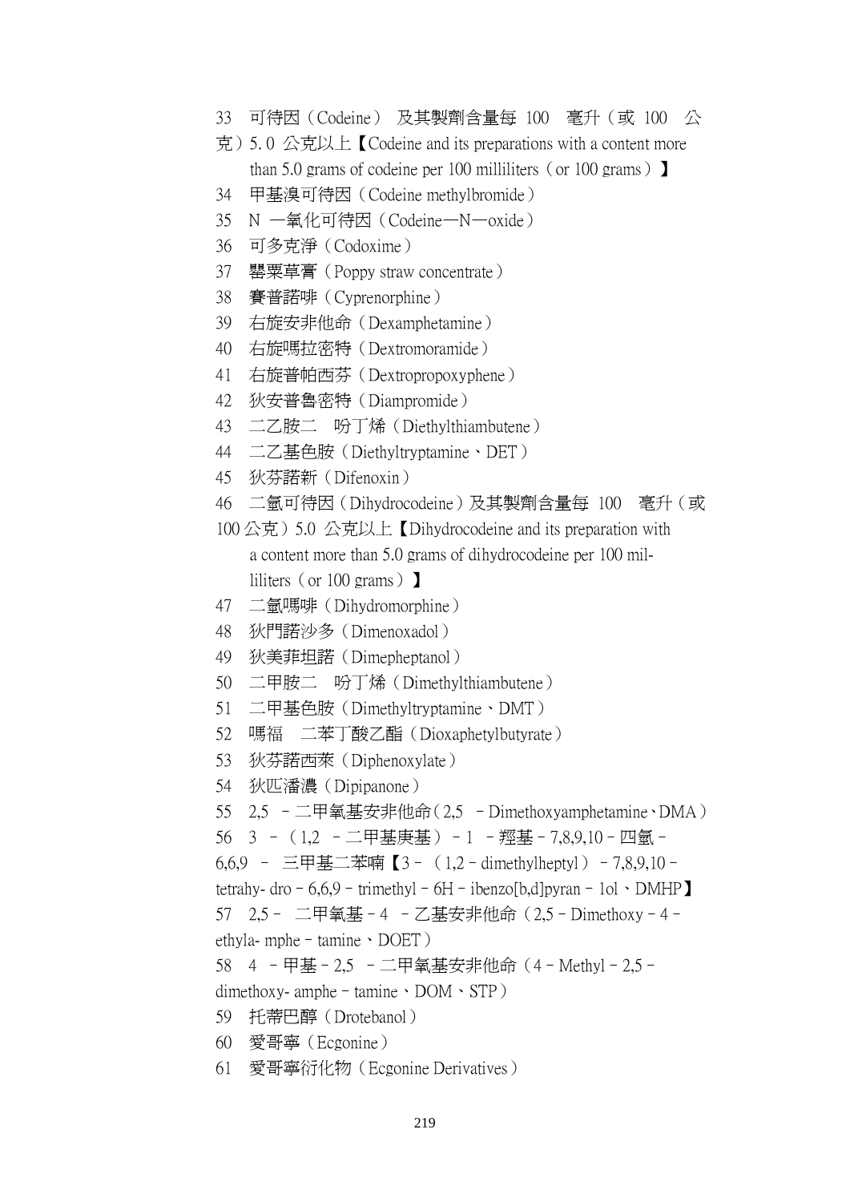33　可待因（Codeine） 及其製劑含量每 100　毫升（或 100　公克）5. 0 公克以上【Codeine and its preparations with a content more than 5.0 grams of codeine per 100 milliliters（or 100 grams）】

34　甲基溴可待因（Codeine methylbromide）

35　N 一氧化可待因（Codeine—N—oxide）

36　可多克淨（Codoxime）

37　罌粟草膏（Poppy straw concentrate）

38　賽普諾啡（Cyprenorphine）

39　右旋安非他命（Dexamphetamine）

40　右旋嗎拉密特（Dextromoramide）

41　右旋普帕西芬（Dextropropoxyphene）

42　狄安普魯密特（Diampromide）

43　二乙胺二　吩丁烯（Diethylthiambutene）

44　二乙基色胺（Diethyltryptamine、DET）

45　狄芬諾新（Difenoxin）

46　二氫可待因（Dihydrocodeine）及其製劑含量每 100　毫升（或 100 公克）5.0 公克以上【Dihydrocodeine and its preparation with a content more than 5.0 grams of dihydrocodeine per 100 milliliters（or 100 grams）】

47　二氫嗎啡（Dihydromorphine）

48　狄門諾沙多（Dimenoxadol）

49　狄美菲坦諾（Dimepheptanol）

50　二甲胺二　吩丁烯（Dimethylthiambutene）

51　二甲基色胺（Dimethyltryptamine、DMT）

52　嗎福　二苯丁酸乙酯（Dioxaphetylbutyrate）

53　狄芬諾西萊（Diphenoxylate）

54　狄匹潘濃（Dipipanone）

55　2,5　－二甲氧基安非他命（2,5　－Dimethoxyamphetamine、DMA）

56　3　－（1,2　－二甲基庚基）－1　－羥基－7,8,9,10－四氫－6,6,9　－　三甲基二苯喃【3－（1,2－dimethylheptyl）－7,8,9,10－tetrahy- dro－6,6,9－trimethyl－6H－ibenzo[b,d]pyran－1ol、DMHP】

57　2,5－　二甲氧基－4　－乙基安非他命（2,5－Dimethoxy－4－ethyla- mphe－tamine、DOET）

58　4　－甲基－2,5　－二甲氧基安非他命（4－Methyl－2,5－dimethoxy- amphe－tamine、DOM、STP）

59　托蒂巴醇（Drotebanol）

60　愛哥寧（Ecgonine）

61　愛哥寧衍化物（Ecgonine Derivatives）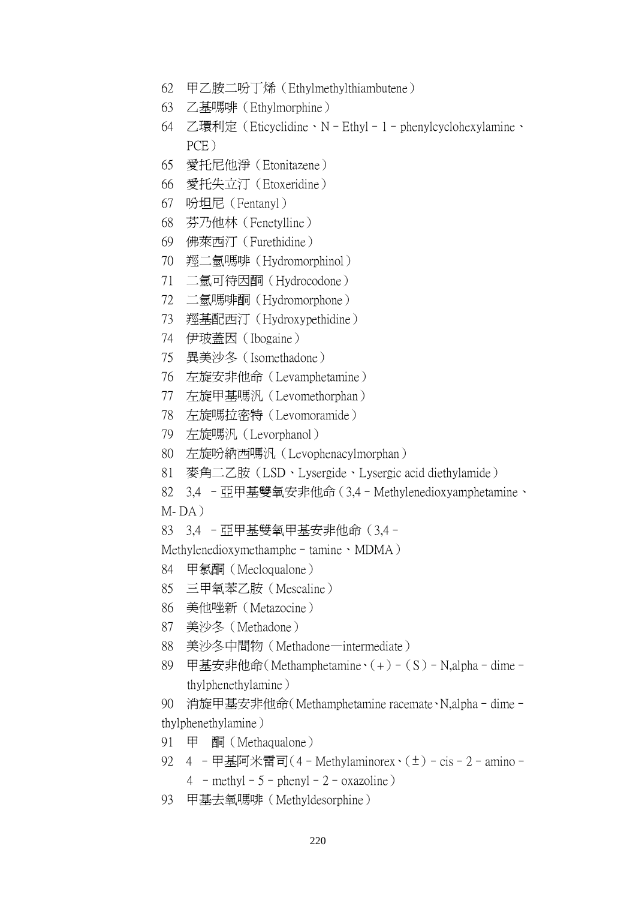62 甲乙胺二吩丁烯（Ethylmethylthiambutene）

63 乙基嗎啡（Ethylmorphine）

64 乙環利定（Eticyclidine、N－Ethyl－1－phenylcyclohexylamine、PCE）

65 愛托尼他淨（Etonitazene）

66 愛托失立汀（Etoxeridine）

67 吩坦尼（Fentanyl）

68 芬乃他林（Fenetylline）

69 佛萊西汀（Furethidine）

70 羥二氫嗎啡（Hydromorphinol）

71 二氫可待因酮（Hydrocodone）

72 二氫嗎啡酮（Hydromorphone）

73 羥基配西汀（Hydroxypethidine）

74 伊玻蓋因（Ibogaine）

75 異美沙冬（Isomethadone）

76 左旋安非他命（Levamphetamine）

77 左旋甲基嗎汎（Levomethorphan）

78 左旋嗎拉密特（Levomoramide）

79 左旋嗎汎（Levorphanol）

80 左旋吩納西嗎汎（Levophenacylmorphan）

81 麥角二乙胺（LSD、Lysergide、Lysergic acid diethylamide）

82 3,4 －亞甲基雙氧安非他命（3,4－Methylenedioxyamphetamine、M- DA）

83 3,4 －亞甲基雙氧甲基安非他命（3,4－Methylenedioxymethamphe－tamine、MDMA）

84 甲氯酮（Mecloqualone）

85 三甲氧苯乙胺（Mescaline）

86 美他唑新（Metazocine）

87 美沙冬（Methadone）

88 美沙冬中間物（Methadone—intermediate）

89 甲基安非他命（Methamphetamine、(＋)－(S)－N,alpha－dime－thylphenethylamine）

90 消旋甲基安非他命（Methamphetamine racemate、N,alpha－dime－thylphenethylamine）

91 甲　酮（Methaqualone）

92 4 －甲基阿米雷司（4－Methylaminorex、(±)－cis－2－amino－4 －methyl－5－phenyl－2－oxazoline）

93 甲基去氧嗎啡（Methyldesorphine）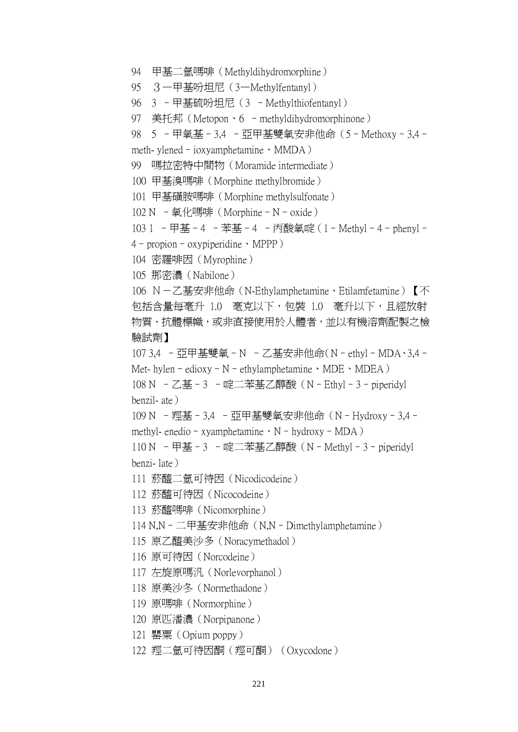94　甲基二氫嗎啡（Methyldihydromorphine）

95　3—甲基吩坦尼（3—Methylfentanyl）

96　3 －甲基硫吩坦尼（3 －Methylthiofentanyl）

97　美托邦（Metopon、6 －methyldihydromorphinone）

98　5 －甲氧基－3,4 －亞甲基雙氧安非他命（5－Methoxy－3,4－meth- ylened－ioxyamphetamine、MMDA）

99　嗎拉密特中間物（Moramide intermediate）

100　甲基溴嗎啡（Morphine methylbromide）

101　甲基磺胺嗎啡（Morphine methylsulfonate）

102 N －氧化嗎啡（Morphine－N－oxide）

103 1 －甲基－4 －苯基－4 －丙酸氧啶（1－Methyl－4－phenyl－4－propion－oxypiperidine、MPPP）

104　密羅啡因（Myrophine）

105　那密濃（Nabilone）

106　N－乙基安非他命（N-Ethylamphetamine、Etilamfetamine）【不包括含量每毫升 1.0 毫克以下，包裝 1.0 毫升以下，且經放射物質、抗體標幟，或非直接使用於人體者，並以有機溶劑配製之檢驗試劑】

107 3,4 －亞甲基雙氧－N －乙基安非他命（N－ethyl－MDA、3,4－Met- hylen－edioxy－N－ethylamphetamine、MDE、MDEA）

108 N －乙基－3 －啶二苯基乙醇酸（N－Ethyl－3－piperidyl benzil- ate）

109 N －羥基－3,4 －亞甲基雙氧安非他命（N－Hydroxy－3,4－methyl- enedio－xyamphetamine、N－hydroxy－MDA）

110 N －甲基－3 －啶二苯基乙醇酸（N－Methyl－3－piperidyl benzi- late）

111　菸醯二氫可待因（Nicodicodeine）

112　菸醯可待因（Nicocodeine）

113　菸醯嗎啡（Nicomorphine）

114 N,N－二甲基安非他命（N,N－Dimethylamphetamine）

115　原乙醯美沙多（Noracymethadol）

116　原可待因（Norcodeine）

117　左旋原嗎汎（Norlevorphanol）

118　原美沙冬（Normethadone）

119　原嗎啡（Normorphine）

120　原匹潘濃（Norpipanone）

121　罌粟（Opium poppy）

122　羥二氫可待因酮（羥可酮）（Oxycodone）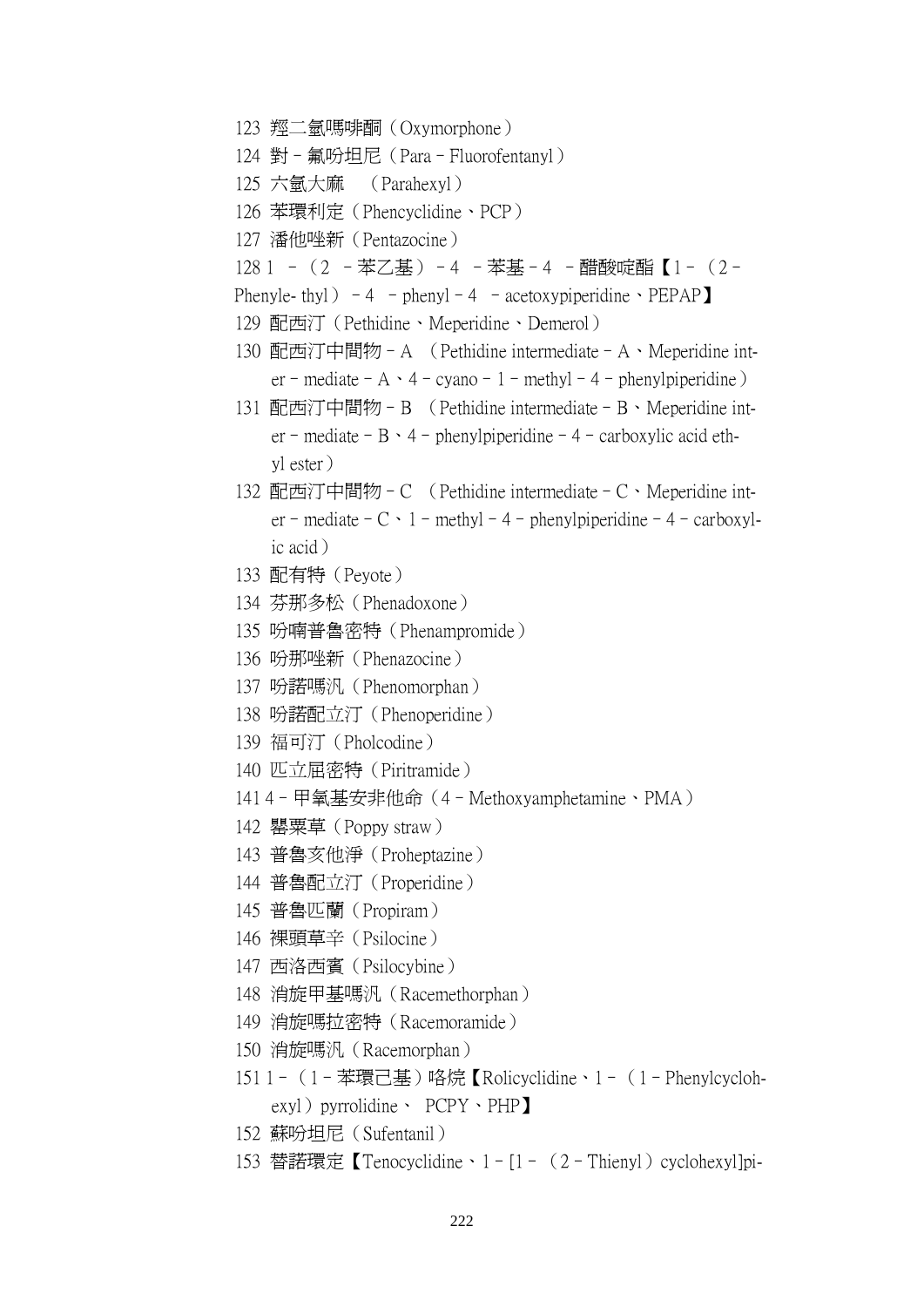123 羥二氫嗎啡酮（Oxymorphone）

124 對－氟吩坦尼（Para－Fluorofentanyl）

125 六氫大麻　（Parahexyl）

126 苯環利定（Phencyclidine、PCP）

127 潘他唑新（Pentazocine）

128 1 －（2 －苯乙基）－4 －苯基－4 －醋酸哌酯【1－（2－Phenyle- thyl）－4 －phenyl－4 －acetoxypiperidine、PEPAP】

129 配西汀（Pethidine、Meperidine、Demerol）

130 配西汀中間物－A （Pethidine intermediate－A、Meperidine inter－mediate－A、4－cyano－1－methyl－4－phenylpiperidine）

131 配西汀中間物－B （Pethidine intermediate－B、Meperidine inter－mediate－B、4－phenylpiperidine－4－carboxylic acid ethyl ester）

132 配西汀中間物－C （Pethidine intermediate－C、Meperidine inter－mediate－C、1－methyl－4－phenylpiperidine－4－carboxylic acid）

133 配有特（Peyote）

134 芬那多松（Phenadoxone）

135 吩喃普魯密特（Phenampromide）

136 吩那唑新（Phenazocine）

137 吩諾嗎汎（Phenomorphan）

138 吩諾配立汀（Phenoperidine）

139 福可汀（Pholcodine）

140 匹立屈密特（Piritramide）

141 4－甲氧基安非他命（4－Methoxyamphetamine、PMA）

142 罌粟草（Poppy straw）

143 普魯亥他淨（Proheptazine）

144 普魯配立汀（Properidine）

145 普魯匹蘭（Propiram）

146 裸頭草辛（Psilocine）

147 西洛西賓（Psilocybine）

148 消旋甲基嗎汎（Racemethorphan）

149 消旋嗎拉密特（Racemoramide）

150 消旋嗎汎（Racemorphan）

151 1－（1－苯環己基）咯烷【Rolicyclidine、1－（1－Phenylcyclohexyl）pyrrolidine、 PCPY、PHP】

152 蘇吩坦尼（Sufentanil）

153 替諾環定【Tenocyclidine、1－[1－（2－Thienyl）cyclohexyl]pi-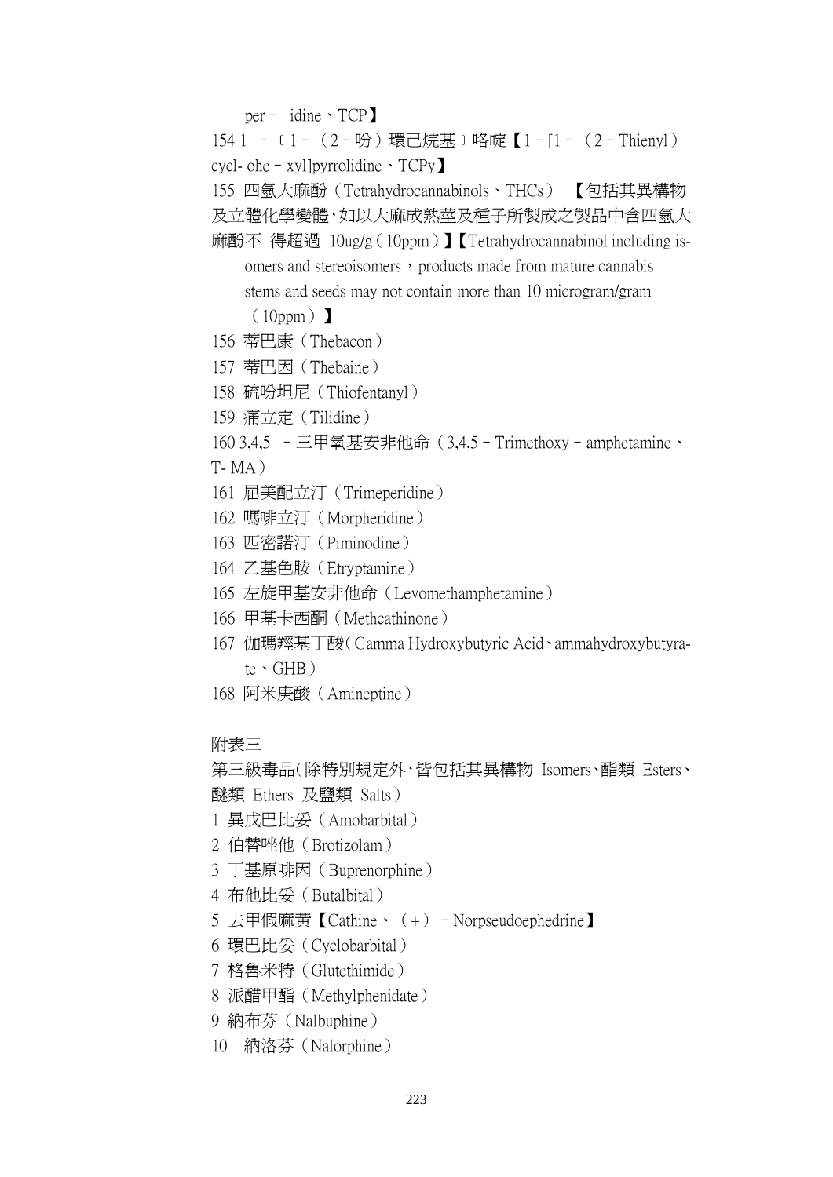per－ idine、TCP】

154 1 －〔1－（2－吩）環己烷基〕咯啶【1－[1－（2－Thienyl） cycl- ohe－xyl]pyrrolidine、TCPy】

155 四氫大麻酚（Tetrahydrocannabinols、THCs） 【包括其異構物及立體化學變體，如以大麻成熟莖及種子所製成之製品中含四氫大麻酚不 得超過 10ug/g（10ppm）】【Tetrahydrocannabinol including is- omers and stereoisomers，products made from mature cannabis stems and seeds may not contain more than 10 microgram/gram （10ppm）】

156 蒂巴康（Thebacon）

157 蒂巴因（Thebaine）

158 硫吩坦尼（Thiofentanyl）

159 痛立定（Tilidine）

160 3,4,5 －三甲氧基安非他命（3,4,5－Trimethoxy－amphetamine、T- MA）

161 屈美配立汀（Trimeperidine）

162 嗎啡立汀（Morpheridine）

163 匹密諾汀（Piminodine）

164 乙基色胺（Etryptamine）

165 左旋甲基安非他命（Levomethamphetamine）

166 甲基卡西酮（Methcathinone）

167 伽瑪羥基丁酸（Gamma Hydroxybutyric Acid、ammahydroxybutyra- te、GHB）

168 阿米庚酸（Amineptine）

附表三

第三級毒品（除特別規定外，皆包括其異構物 Isomers、酯類 Esters、醚類 Ethers 及鹽類 Salts）

1 異戊巴比妥（Amobarbital）

2 伯替唑他（Brotizolam）

3 丁基原啡因（Buprenorphine）

4 布他比妥（Butalbital）

5 去甲假麻黃【Cathine、（＋）－Norpseudoephedrine】

6 環巴比妥（Cyclobarbital）

7 格魯米特（Glutethimide）

8 派醋甲酯（Methylphenidate）

9 納布芬（Nalbuphine）

10 納洛芬（Nalorphine）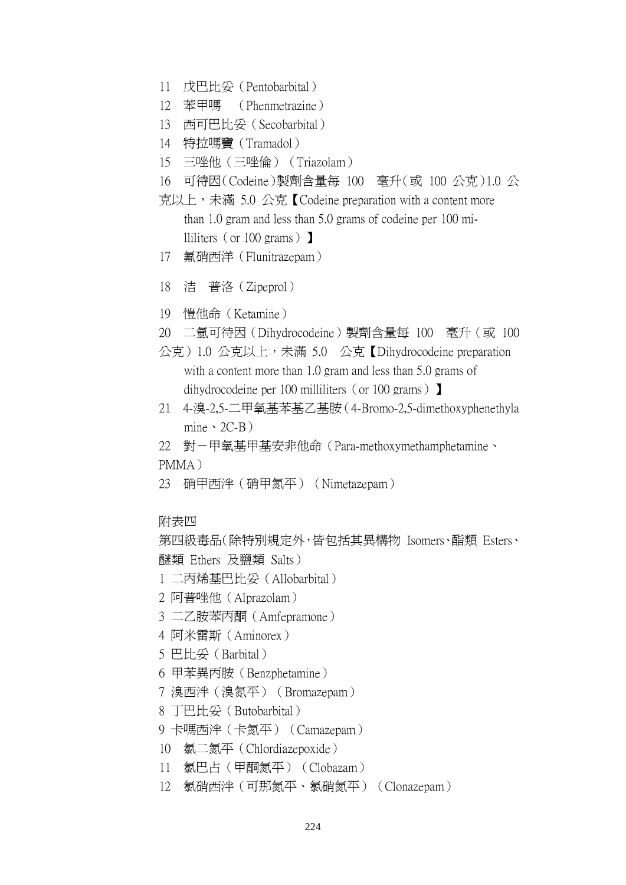11　戊巴比妥（Pentobarbital）

12　苯甲嗎　（Phenmetrazine）

13　西可巴比妥（Secobarbital）

14　特拉嗎竇（Tramadol）

15　三唑他（三唑倫）（Triazolam）

16　可待因（Codeine）製劑含量每 100　毫升（或 100 公克）1.0 公克以上，未滿 5.0 公克【Codeine preparation with a content more than 1.0 gram and less than 5.0 grams of codeine per 100 milliliters（or 100 grams）】

17　氟硝西洋（Flunitrazepam）

18　洁　普洛（Zipeprol）

19　愷他命（Ketamine）

20　二氫可待因（Dihydrocodeine）製劑含量每 100　毫升（或 100 公克）1.0 公克以上，未滿 5.0　公克【Dihydrocodeine preparation with a content more than 1.0 gram and less than 5.0 grams of dihydrocodeine per 100 milliliters（or 100 grams）】

21　4-溴-2,5-二甲氧基苯基乙基胺（4-Bromo-2,5-dimethoxyphenethylamine、2C-B）

22　對－甲氧基甲基安非他命（Para-methoxymethamphetamine、PMMA）

23　硝甲西泮（硝甲氮平）（Nimetazepam）

附表四

第四級毒品（除特別規定外，皆包括其異構物 Isomers、酯類 Esters、醚類 Ethers 及鹽類 Salts）

1 二丙烯基巴比妥（Allobarbital）

2 阿普唑他（Alprazolam）

3 二乙胺苯丙酮（Amfepramone）

4 阿米雷斯（Aminorex）

5 巴比妥（Barbital）

6 甲苯異丙胺（Benzphetamine）

7 溴西泮（溴氮平）（Bromazepam）

8 丁巴比妥（Butobarbital）

9 卡嗎西泮（卡氮平）（Camazepam）

10　氯二氮平（Chlordiazepoxide）

11　氯巴占（甲酮氮平）（Clobazam）

12　氯硝西泮（可那氮平、氯硝氮平）（Clonazepam）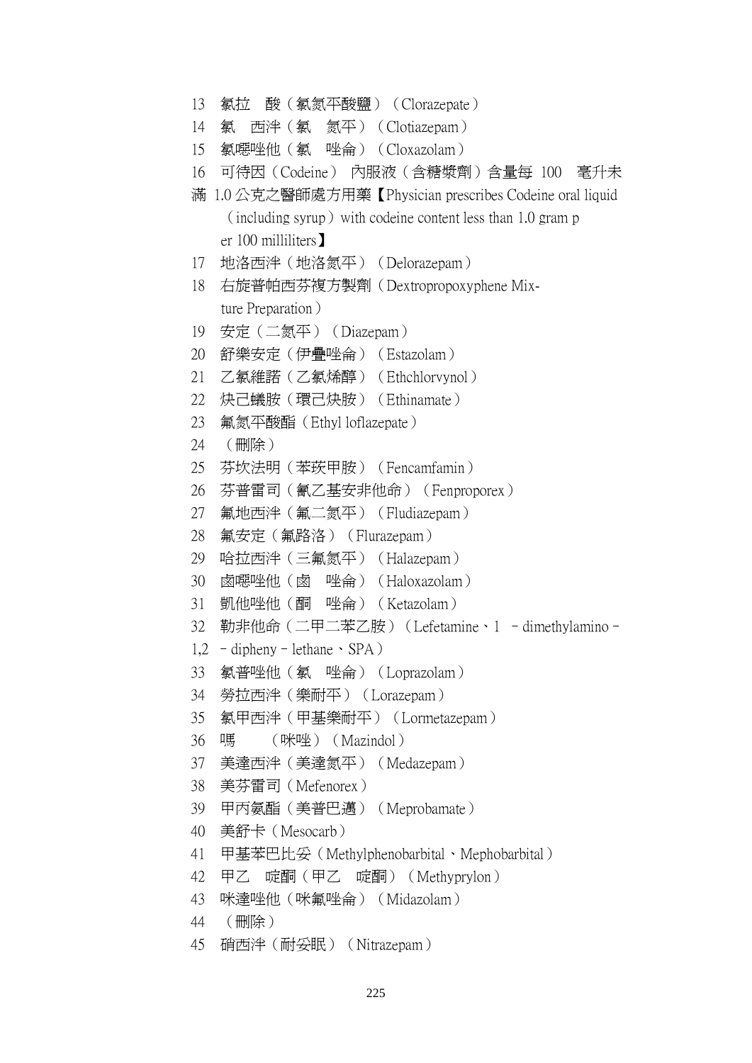13　氯拉　酸（氯氮平酸鹽）（Clorazepate）

14　氯　西泮（氯　氮平）（Clotiazepam）

15　氯噁唑他（氯　唑侖）（Cloxazolam）

16　可待因（Codeine）內服液（含糖漿劑）含量每 100　毫升未滿 1.0 公克之醫師處方用藥【Physician prescribes Codeine oral liquid（including syrup）with codeine content less than 1.0 gram per 100 milliliters】

17　地洛西泮（地洛氮平）（Delorazepam）

18　右旋普帕西芬複方製劑（Dextropropoxyphene Mixture Preparation）

19　安定（二氮平）（Diazepam）

20　舒樂安定（伊疊唑侖）（Estazolam）

21　乙氯維諾（乙氯烯醇）（Ethchlorvynol）

22　炔己蟻胺（環己炔胺）（Ethinamate）

23　氟氮平酸酯（Ethyl loflazepate）

24　（刪除）

25　芬坎法明（苯莰甲胺）（Fencamfamin）

26　芬普雷司（氰乙基安非他命）（Fenproporex）

27　氟地西泮（氟二氮平）（Fludiazepam）

28　氟安定（氟路洛）（Flurazepam）

29　哈拉西泮（三氟氮平）（Halazepam）

30　鹵噁唑他（鹵　唑侖）（Haloxazolam）

31　凱他唑他（酮　唑侖）（Ketazolam）

32　勒非他命（二甲二苯乙胺）（Lefetamine、1　－dimethylamino－1,2　－dipheny－lethane、SPA）

33　氯普唑他（氯　唑侖）（Loprazolam）

34　勞拉西泮（樂耐平）（Lorazepam）

35　氯甲西泮（甲基樂耐平）（Lormetazepam）

36　嗎　　　（咪唑）（Mazindol）

37　美達西泮（美達氮平）（Medazepam）

38　美芬雷司（Mefenorex）

39　甲丙氨酯（美普巴邁）（Meprobamate）

40　美舒卡（Mesocarb）

41　甲基苯巴比妥（Methylphenobarbital、Mephobarbital）

42　甲乙　啶酮（甲乙　啶酮）（Methyprylon）

43　咪達唑他（咪氟唑侖）（Midazolam）

44　（刪除）

45　硝西泮（耐妥眠）（Nitrazepam）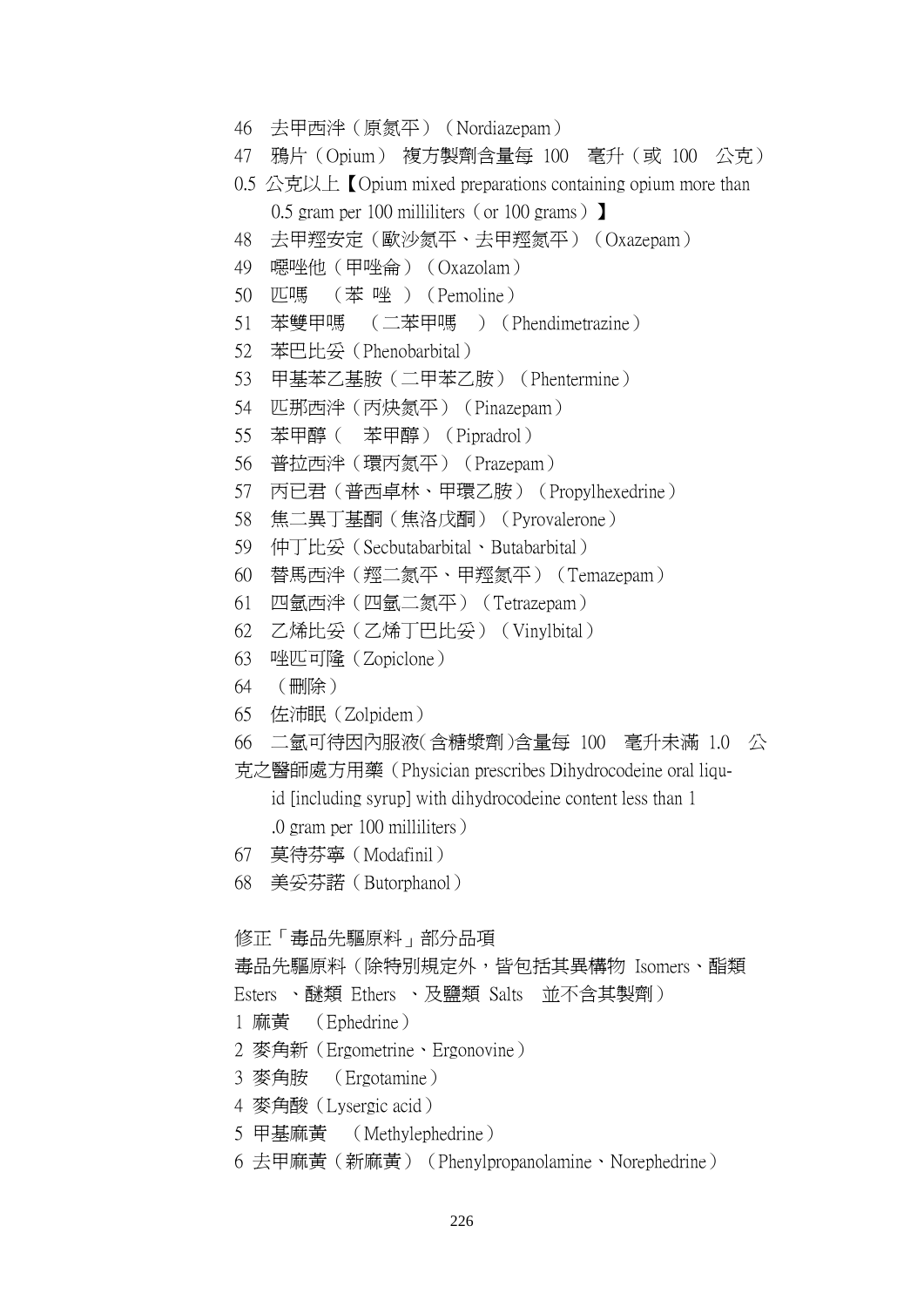46　去甲西泮（原氮平）（Nordiazepam）

47　鴉片（Opium） 複方製劑含量每 100　毫升（或 100　公克）0.5 公克以上【Opium mixed preparations containing opium more than 0.5 gram per 100 milliliters（or 100 grams）】

48　去甲羥安定（歐沙氮平、去甲羥氮平）（Oxazepam）

49　噁唑他（甲唑侖）（Oxazolam）

50　匹嗎　（苯 唑 ）（Pemoline）

51　苯雙甲嗎　（二苯甲嗎　）（Phendimetrazine）

52　苯巴比妥（Phenobarbital）

53　甲基苯乙基胺（二甲苯乙胺）（Phentermine）

54　匹那西泮（丙炔氮平）（Pinazepam）

55　苯甲醇（　苯甲醇）（Pipradrol）

56　普拉西泮（環丙氮平）（Prazepam）

57　丙已君（普西卓林、甲環乙胺）（Propylhexedrine）

58　焦二異丁基酮（焦洛戊酮）（Pyrovalerone）

59　仲丁比妥（Secbutabarbital、Butabarbital）

60　替馬西泮（羥二氮平、甲羥氮平）（Temazepam）

61　四氫西泮（四氫二氮平）（Tetrazepam）

62　乙烯比妥（乙烯丁巴比妥）（Vinylbital）

63　唑匹可隆（Zopiclone）

64　（刪除）

65　佐沛眠（Zolpidem）

66　二氫可待因內服液(含糖漿劑)含量每 100　毫升未滿 1.0　公克之醫師處方用藥（Physician prescribes Dihydrocodeine oral liquid [including syrup] with dihydrocodeine content less than 1.0 gram per 100 milliliters）

67　莫待芬寧（Modafinil）

68　美妥芬諾（Butorphanol）

修正「毒品先驅原料」部分品項

毒品先驅原料（除特別規定外，皆包括其異構物 Isomers、酯類 Esters 、醚類 Ethers 、及鹽類 Salts　並不含其製劑）

1 麻黃　（Ephedrine）

2 麥角新（Ergometrine、Ergonovine）

3 麥角胺　（Ergotamine）

4 麥角酸（Lysergic acid）

5 甲基麻黃　（Methylephedrine）

6 去甲麻黃（新麻黃）（Phenylpropanolamine、Norephedrine）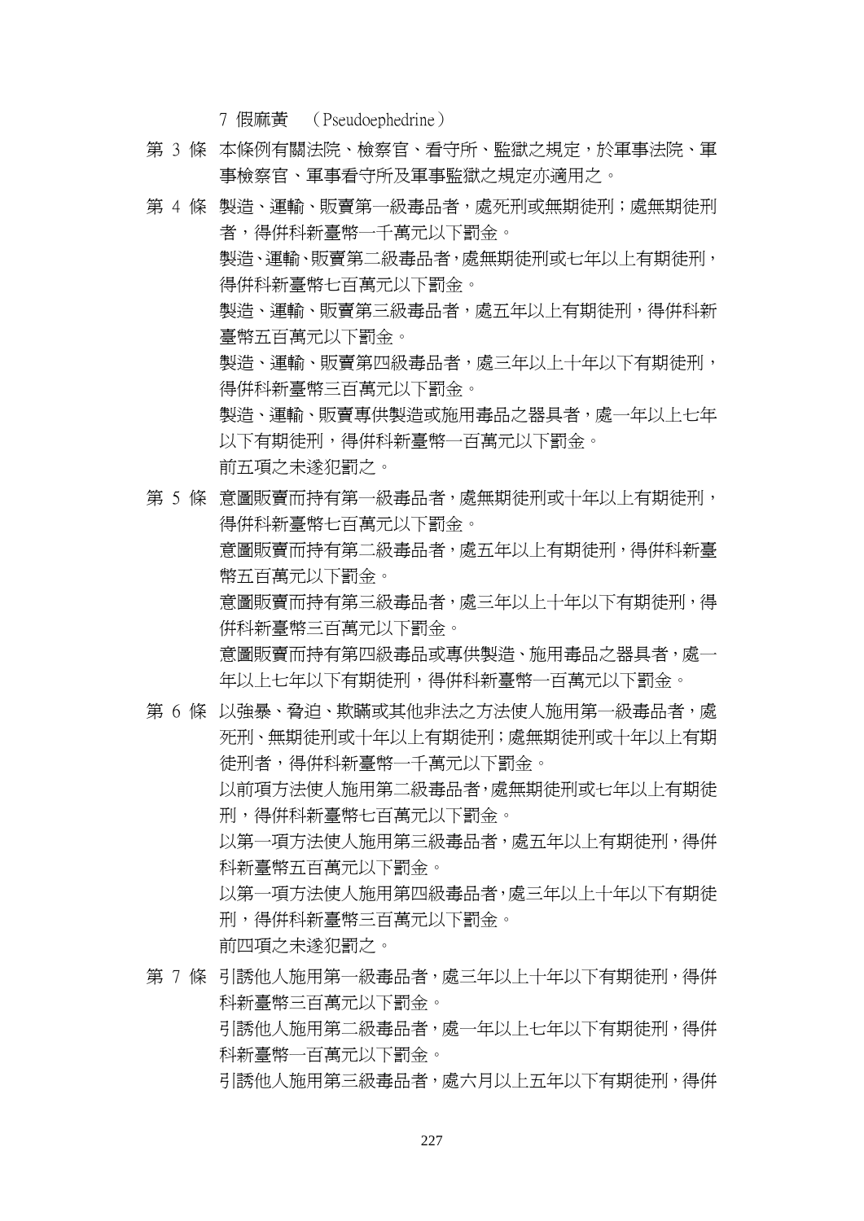7 假麻黃　（Pseudoephedrine）

第 3 條　本條例有關法院、檢察官、看守所、監獄之規定，於軍事法院、軍事檢察官、軍事看守所及軍事監獄之規定亦適用之。

第 4 條　製造、運輸、販賣第一級毒品者，處死刑或無期徒刑；處無期徒刑者，得併科新臺幣一千萬元以下罰金。

製造、運輸、販賣第二級毒品者，處無期徒刑或七年以上有期徒刑，得併科新臺幣七百萬元以下罰金。

製造、運輸、販賣第三級毒品者，處五年以上有期徒刑，得併科新臺幣五百萬元以下罰金。

製造、運輸、販賣第四級毒品者，處三年以上十年以下有期徒刑，得併科新臺幣三百萬元以下罰金。

製造、運輸、販賣專供製造或施用毒品之器具者，處一年以上七年以下有期徒刑，得併科新臺幣一百萬元以下罰金。

前五項之未遂犯罰之。

第 5 條　意圖販賣而持有第一級毒品者，處無期徒刑或十年以上有期徒刑，得併科新臺幣七百萬元以下罰金。

意圖販賣而持有第二級毒品者，處五年以上有期徒刑，得併科新臺幣五百萬元以下罰金。

意圖販賣而持有第三級毒品者，處三年以上十年以下有期徒刑，得併科新臺幣三百萬元以下罰金。

意圖販賣而持有第四級毒品或專供製造、施用毒品之器具者，處一年以上七年以下有期徒刑，得併科新臺幣一百萬元以下罰金。

第 6 條　以強暴、脅迫、欺瞞或其他非法之方法使人施用第一級毒品者，處死刑、無期徒刑或十年以上有期徒刑；處無期徒刑或十年以上有期徒刑者，得併科新臺幣一千萬元以下罰金。

以前項方法使人施用第二級毒品者，處無期徒刑或七年以上有期徒刑，得併科新臺幣七百萬元以下罰金。

以第一項方法使人施用第三級毒品者，處五年以上有期徒刑，得併科新臺幣五百萬元以下罰金。

以第一項方法使人施用第四級毒品者，處三年以上十年以下有期徒刑，得併科新臺幣三百萬元以下罰金。

前四項之未遂犯罰之。

第 7 條　引誘他人施用第一級毒品者，處三年以上十年以下有期徒刑，得併科新臺幣三百萬元以下罰金。

引誘他人施用第二級毒品者，處一年以上七年以下有期徒刑，得併科新臺幣一百萬元以下罰金。

引誘他人施用第三級毒品者，處六月以上五年以下有期徒刑，得併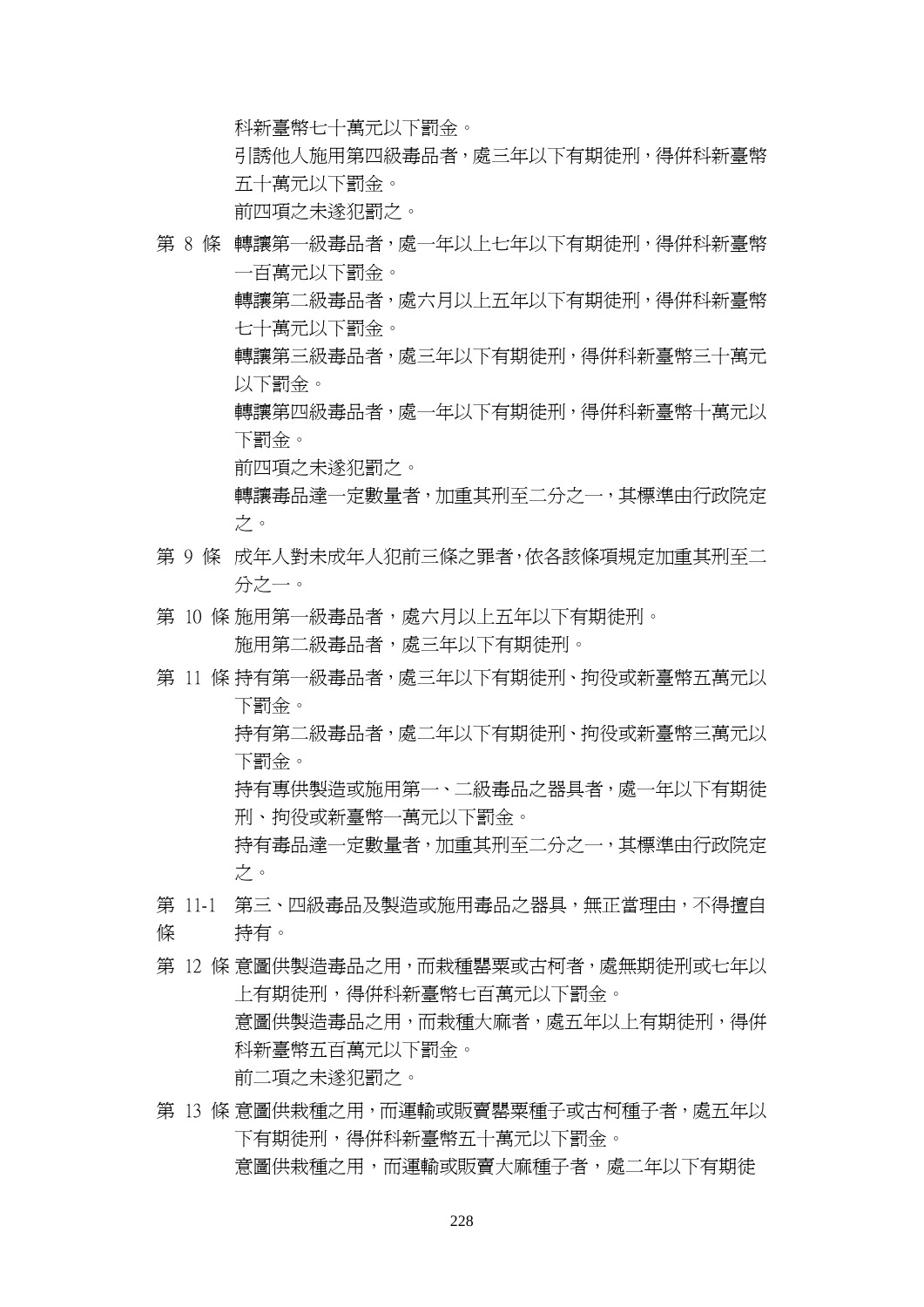科新臺幣七十萬元以下罰金。

引誘他人施用第四級毒品者，處三年以下有期徒刑，得併科新臺幣五十萬元以下罰金。

前四項之未遂犯罰之。

第 8 條 轉讓第一級毒品者，處一年以上七年以下有期徒刑，得併科新臺幣一百萬元以下罰金。

轉讓第二級毒品者，處六月以上五年以下有期徒刑，得併科新臺幣七十萬元以下罰金。

轉讓第三級毒品者，處三年以下有期徒刑，得併科新臺幣三十萬元以下罰金。

轉讓第四級毒品者，處一年以下有期徒刑，得併科新臺幣十萬元以下罰金。

前四項之未遂犯罰之。

轉讓毒品達一定數量者，加重其刑至二分之一，其標準由行政院定之。

第 9 條 成年人對未成年人犯前三條之罪者，依各該條項規定加重其刑至二分之一。

第 10 條 施用第一級毒品者，處六月以上五年以下有期徒刑。

施用第二級毒品者，處三年以下有期徒刑。

第 11 條 持有第一級毒品者，處三年以下有期徒刑、拘役或新臺幣五萬元以下罰金。

持有第二級毒品者，處二年以下有期徒刑、拘役或新臺幣三萬元以下罰金。

持有專供製造或施用第一、二級毒品之器具者，處一年以下有期徒刑、拘役或新臺幣一萬元以下罰金。

持有毒品達一定數量者，加重其刑至二分之一，其標準由行政院定之。

第 11-1 條 第三、四級毒品及製造或施用毒品之器具，無正當理由，不得擅自持有。

第 12 條 意圖供製造毒品之用，而栽種罌粟或古柯者，處無期徒刑或七年以上有期徒刑，得併科新臺幣七百萬元以下罰金。

意圖供製造毒品之用，而栽種大麻者，處五年以上有期徒刑，得併科新臺幣五百萬元以下罰金。

前二項之未遂犯罰之。

第 13 條 意圖供栽種之用，而運輸或販賣罌粟種子或古柯種子者，處五年以下有期徒刑，得併科新臺幣五十萬元以下罰金。

意圖供栽種之用，而運輸或販賣大麻種子者，處二年以下有期徒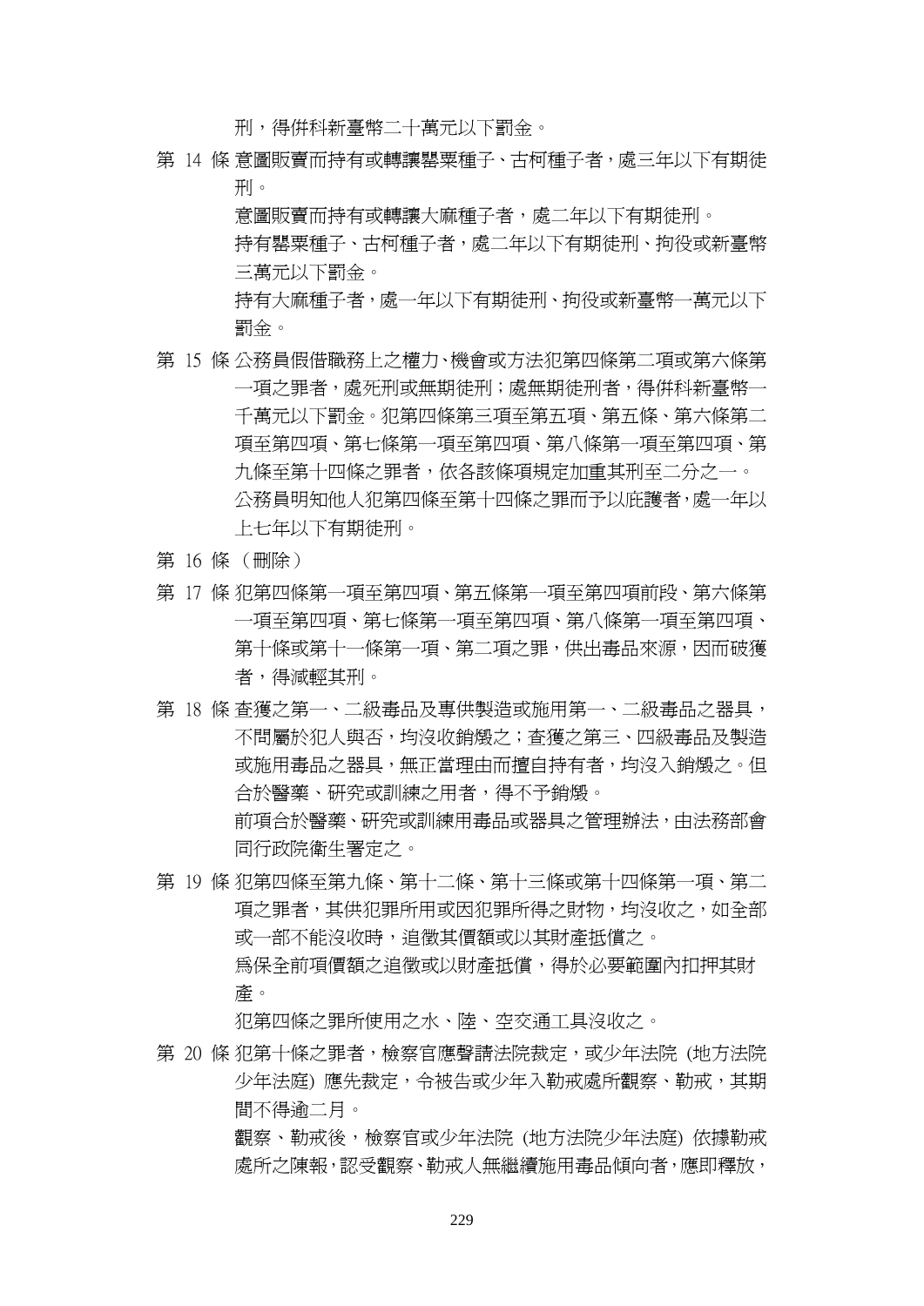刑，得併科新臺幣二十萬元以下罰金。

第 14 條 意圖販賣而持有或轉讓罌粟種子、古柯種子者，處三年以下有期徒刑。

意圖販賣而持有或轉讓大麻種子者，處二年以下有期徒刑。

持有罌粟種子、古柯種子者，處二年以下有期徒刑、拘役或新臺幣三萬元以下罰金。

持有大麻種子者，處一年以下有期徒刑、拘役或新臺幣一萬元以下罰金。

第 15 條 公務員假借職務上之權力、機會或方法犯第四條第二項或第六條第一項之罪者，處死刑或無期徒刑；處無期徒刑者，得併科新臺幣一千萬元以下罰金。犯第四條第三項至第五項、第五條、第六條第二項至第四項、第七條第一項至第四項、第八條第一項至第四項、第九條至第十四條之罪者，依各該條項規定加重其刑至二分之一。

公務員明知他人犯第四條至第十四條之罪而予以庇護者，處一年以上七年以下有期徒刑。

第 16 條 （刪除）

第 17 條 犯第四條第一項至第四項、第五條第一項至第四項前段、第六條第一項至第四項、第七條第一項至第四項、第八條第一項至第四項、第十條或第十一條第一項、第二項之罪，供出毒品來源，因而破獲者，得減輕其刑。

第 18 條 查獲之第一、二級毒品及專供製造或施用第一、二級毒品之器具，不問屬於犯人與否，均沒收銷燬之；查獲之第三、四級毒品及製造或施用毒品之器具，無正當理由而擅自持有者，均沒入銷燬之。但合於醫藥、研究或訓練之用者，得不予銷燬。

前項合於醫藥、研究或訓練用毒品或器具之管理辦法，由法務部會同行政院衛生署定之。

第 19 條 犯第四條至第九條、第十二條、第十三條或第十四條第一項、第二項之罪者，其供犯罪所用或因犯罪所得之財物，均沒收之，如全部或一部不能沒收時，追徵其價額或以其財產抵償之。

為保全前項價額之追徵或以財產抵償，得於必要範圍內扣押其財產。

犯第四條之罪所使用之水、陸、空交通工具沒收之。

第 20 條 犯第十條之罪者，檢察官應聲請法院裁定，或少年法院 (地方法院少年法庭) 應先裁定，令被告或少年入勒戒處所觀察、勒戒，其期間不得逾二月。

觀察、勒戒後，檢察官或少年法院 (地方法院少年法庭) 依據勒戒處所之陳報，認受觀察、勒戒人無繼續施用毒品傾向者，應即釋放，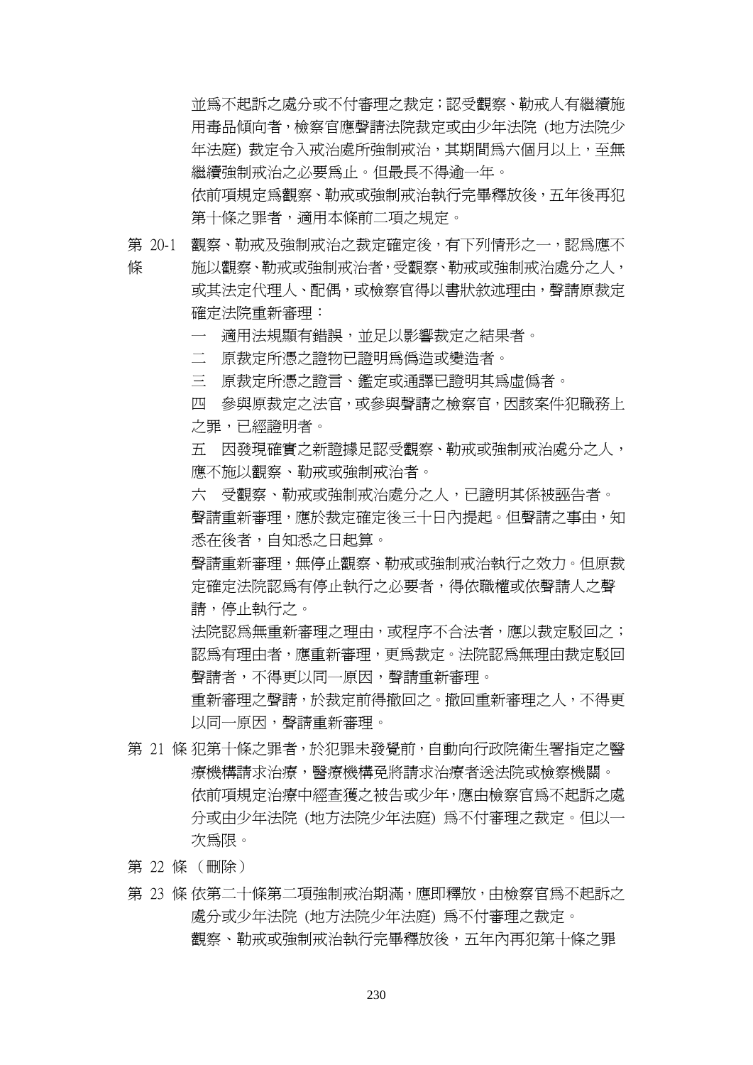並為不起訴之處分或不付審理之裁定；認受觀察、勒戒人有繼續施用毒品傾向者，檢察官應聲請法院裁定或由少年法院（地方法院少年法庭）裁定令入戒治處所強制戒治，其期間為六個月以上，至無繼續強制戒治之必要為止。但最長不得逾一年。

依前項規定為觀察、勒戒或強制戒治執行完畢釋放後，五年後再犯第十條之罪者，適用本條前二項之規定。

第 20-1 條　觀察、勒戒及強制戒治之裁定確定後，有下列情形之一，認為應不施以觀察、勒戒或強制戒治者，受觀察、勒戒或強制戒治處分之人，或其法定代理人、配偶，或檢察官得以書狀敘述理由，聲請原裁定確定法院重新審理：

一　適用法規顯有錯誤，並足以影響裁定之結果者。

二　原裁定所憑之證物已證明為偽造或變造者。

三　原裁定所憑之證言、鑑定或通譯已證明其為虛偽者。

四　參與原裁定之法官，或參與聲請之檢察官，因該案件犯職務上之罪，已經證明者。

五　因發現確實之新證據足認受觀察、勒戒或強制戒治處分之人，應不施以觀察、勒戒或強制戒治者。

六　受觀察、勒戒或強制戒治處分之人，已證明其係被誣告者。

聲請重新審理，應於裁定確定後三十日內提起。但聲請之事由，知悉在後者，自知悉之日起算。

聲請重新審理，無停止觀察、勒戒或強制戒治執行之效力。但原裁定確定法院認為有停止執行之必要者，得依職權或依聲請人之聲請，停止執行之。

法院認為無重新審理之理由，或程序不合法者，應以裁定駁回之；認為有理由者，應重新審理，更為裁定。法院認為無理由裁定駁回聲請者，不得更以同一原因，聲請重新審理。

重新審理之聲請，於裁定前得撤回之。撤回重新審理之人，不得更以同一原因，聲請重新審理。

第 21 條　犯第十條之罪者，於犯罪未發覺前，自動向行政院衛生署指定之醫療機構請求治療，醫療機構免將請求治療者送法院或檢察機關。

依前項規定治療中經查獲之被告或少年，應由檢察官為不起訴之處分或由少年法院（地方法院少年法庭）為不付審理之裁定。但以一次為限。

第 22 條　（刪除）

第 23 條　依第二十條第二項強制戒治期滿，應即釋放，由檢察官為不起訴之處分或少年法院（地方法院少年法庭）為不付審理之裁定。

觀察、勒戒或強制戒治執行完畢釋放後，五年內再犯第十條之罪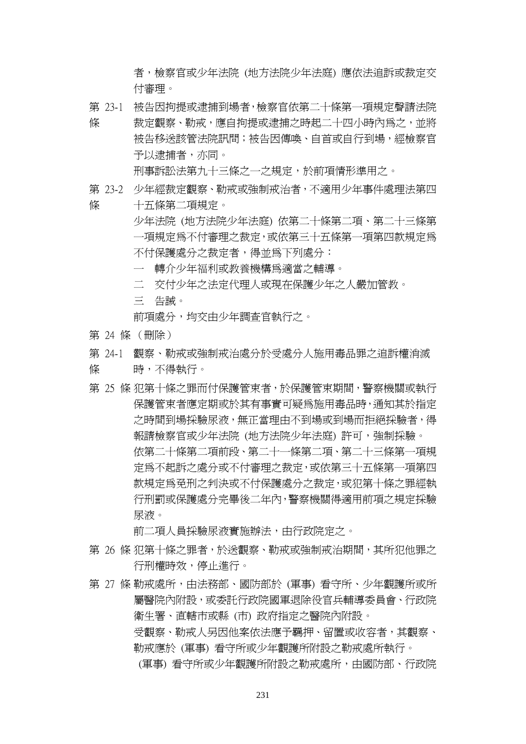者，檢察官或少年法院 (地方法院少年法庭) 應依法追訴或裁定交付審理。

第 23-1 條 被告因拘提或逮捕到場者，檢察官依第二十條第一項規定聲請法院裁定觀察、勒戒，應自拘提或逮捕之時起二十四小時內為之，並將被告移送該管法院訊問；被告因傳喚、自首或自行到場，經檢察官予以逮捕者，亦同。

刑事訴訟法第九十三條之一之規定，於前項情形準用之。

第 23-2 條 少年經裁定觀察、勒戒或強制戒治者，不適用少年事件處理法第四十五條第二項規定。

少年法院 (地方法院少年法庭) 依第二十條第二項、第二十三條第一項規定為不付審理之裁定，或依第三十五條第一項第四款規定為不付保護處分之裁定者，得並為下列處分：

一 轉介少年福利或教養機構為適當之輔導。

二 交付少年之法定代理人或現在保護少年之人嚴加管教。

三 告誡。

前項處分，均交由少年調查官執行之。

第 24 條 （刪除）

第 24-1 條 觀察、勒戒或強制戒治處分於受處分人施用毒品罪之追訴權消滅時，不得執行。

第 25 條 犯第十條之罪而付保護管束者，於保護管束期間，警察機關或執行保護管束者應定期或於其有事實可疑為施用毒品時，通知其於指定之時間到場採驗尿液，無正當理由不到場或到場而拒絕採驗者，得報請檢察官或少年法院 (地方法院少年法庭) 許可，強制採驗。

依第二十條第二項前段、第二十一條第二項、第二十三條第一項規定為不起訴之處分或不付審理之裁定，或依第三十五條第一項第四款規定為免刑之判決或不付保護處分之裁定，或犯第十條之罪經執行刑罰或保護處分完畢後二年內，警察機關得適用前項之規定採驗尿液。

前二項人員採驗尿液實施辦法，由行政院定之。

第 26 條 犯第十條之罪者，於送觀察、勒戒或強制戒治期間，其所犯他罪之行刑權時效，停止進行。

第 27 條 勒戒處所，由法務部、國防部於 (軍事) 看守所、少年觀護所或所屬醫院內附設，或委託行政院國軍退除役官兵輔導委員會、行政院衛生署、直轄市或縣 (市) 政府指定之醫院內附設。

受觀察、勒戒人另因他案依法應予羈押、留置或收容者，其觀察、勒戒應於 (軍事) 看守所或少年觀護所附設之勒戒處所執行。

(軍事) 看守所或少年觀護所附設之勒戒處所，由國防部、行政院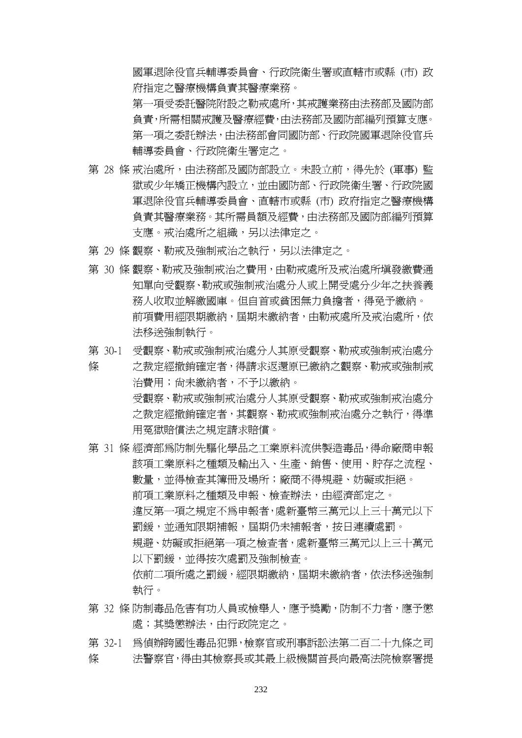國軍退除役官兵輔導委員會、行政院衛生署或直轄市或縣 (市) 政府指定之醫療機構負責其醫療業務。

第一項受委託醫院附設之勒戒處所，其戒護業務由法務部及國防部負責，所需相關戒護及醫療經費，由法務部及國防部編列預算支應。

第一項之委託辦法，由法務部會同國防部、行政院國軍退除役官兵輔導委員會、行政院衛生署定之。

第 28 條 戒治處所，由法務部及國防部設立。未設立前，得先於 (軍事) 監獄或少年矯正機構內設立，並由國防部、行政院衛生署、行政院國軍退除役官兵輔導委員會、直轄市或縣 (市) 政府指定之醫療機構負責其醫療業務。其所需員額及經費，由法務部及國防部編列預算支應。戒治處所之組織，另以法律定之。

第 29 條 觀察、勒戒及強制戒治之執行，另以法律定之。

第 30 條 觀察、勒戒及強制戒治之費用，由勒戒處所及戒治處所填發繳費通知單向受觀察、勒戒或強制戒治處分人或上開受處分少年之扶養義務人收取並解繳國庫。但自首或貧困無力負擔者，得免予繳納。

前項費用經限期繳納，屆期未繳納者，由勒戒處所及戒治處所，依法移送強制執行。

第 30-1 條 受觀察、勒戒或強制戒治處分人其原受觀察、勒戒或強制戒治處分之裁定經撤銷確定者，得請求返還原已繳納之觀察、勒戒或強制戒治費用；尚未繳納者，不予以繳納。

受觀察、勒戒或強制戒治處分人其原受觀察、勒戒或強制戒治處分之裁定經撤銷確定者，其觀察、勒戒或強制戒治處分之執行，得準用冤獄賠償法之規定請求賠償。

第 31 條 經濟部為防制先驅化學品之工業原料流供製造毒品，得命廠商申報該項工業原料之種類及輸出入、生產、銷售、使用、貯存之流程、數量，並得檢查其簿冊及場所；廠商不得規避、妨礙或拒絕。

前項工業原料之種類及申報、檢查辦法，由經濟部定之。

違反第一項之規定不為申報者，處新臺幣三萬元以上三十萬元以下罰鍰，並通知限期補報，屆期仍未補報者，按日連續處罰。

規避、妨礙或拒絕第一項之檢查者，處新臺幣三萬元以上三十萬元以下罰鍰，並得按次處罰及強制檢查。

依前二項所處之罰鍰，經限期繳納，屆期未繳納者，依法移送強制執行。

第 32 條 防制毒品危害有功人員或檢舉人，應予獎勵，防制不力者，應予懲處；其獎懲辦法，由行政院定之。

第 32-1 條 為偵辦跨國性毒品犯罪，檢察官或刑事訴訟法第二百二十九條之司法警察官，得由其檢察長或其最上級機關首長向最高法院檢察署提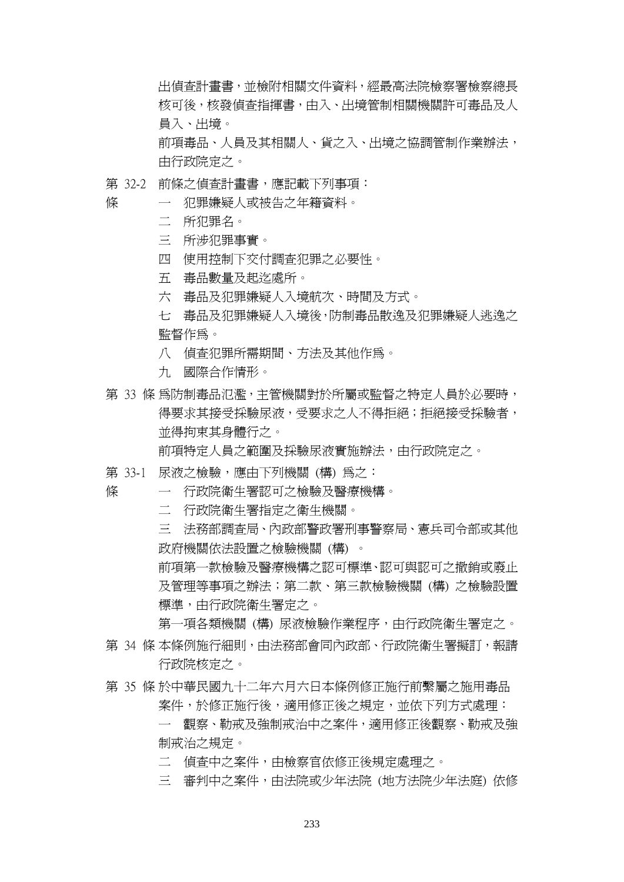出偵查計畫書，並檢附相關文件資料，經最高法院檢察署檢察總長核可後，核發偵查指揮書，由入、出境管制相關機關許可毒品及人員入、出境。

前項毒品、人員及其相關人、貨之入、出境之協調管制作業辦法，由行政院定之。

第 32-2 條 前條之偵查計畫書，應記載下列事項：

一 犯罪嫌疑人或被告之年籍資料。

二 所犯罪名。

三 所涉犯罪事實。

四 使用控制下交付調查犯罪之必要性。

五 毒品數量及起迄處所。

六 毒品及犯罪嫌疑人入境航次、時間及方式。

七 毒品及犯罪嫌疑人入境後，防制毒品散逸及犯罪嫌疑人逃逸之監督作為。

八 偵查犯罪所需期間、方法及其他作為。

九 國際合作情形。

第 33 條 為防制毒品氾濫，主管機關對於所屬或監督之特定人員於必要時，得要求其接受採驗尿液，受要求之人不得拒絕；拒絕接受採驗者，並得拘束其身體行之。

前項特定人員之範圍及採驗尿液實施辦法，由行政院定之。

第 33-1 條 尿液之檢驗，應由下列機關 (構) 為之：

一 行政院衛生署認可之檢驗及醫療機構。

二 行政院衛生署指定之衛生機關。

三 法務部調查局、內政部警政署刑事警察局、憲兵司令部或其他政府機關依法設置之檢驗機關 (構) 。

前項第一款檢驗及醫療機構之認可標準、認可與認可之撤銷或廢止及管理等事項之辦法；第二款、第三款檢驗機關 (構) 之檢驗設置標準，由行政院衛生署定之。

第一項各類機關 (構) 尿液檢驗作業程序，由行政院衛生署定之。

第 34 條 本條例施行細則，由法務部會同內政部、行政院衛生署擬訂，報請行政院核定之。

第 35 條 於中華民國九十二年六月六日本條例修正施行前繫屬之施用毒品案件，於修正施行後，適用修正後之規定，並依下列方式處理：

一 觀察、勒戒及強制戒治中之案件，適用修正後觀察、勒戒及強制戒治之規定。

二 偵查中之案件，由檢察官依修正後規定處理之。

三 審判中之案件，由法院或少年法院 (地方法院少年法庭) 依修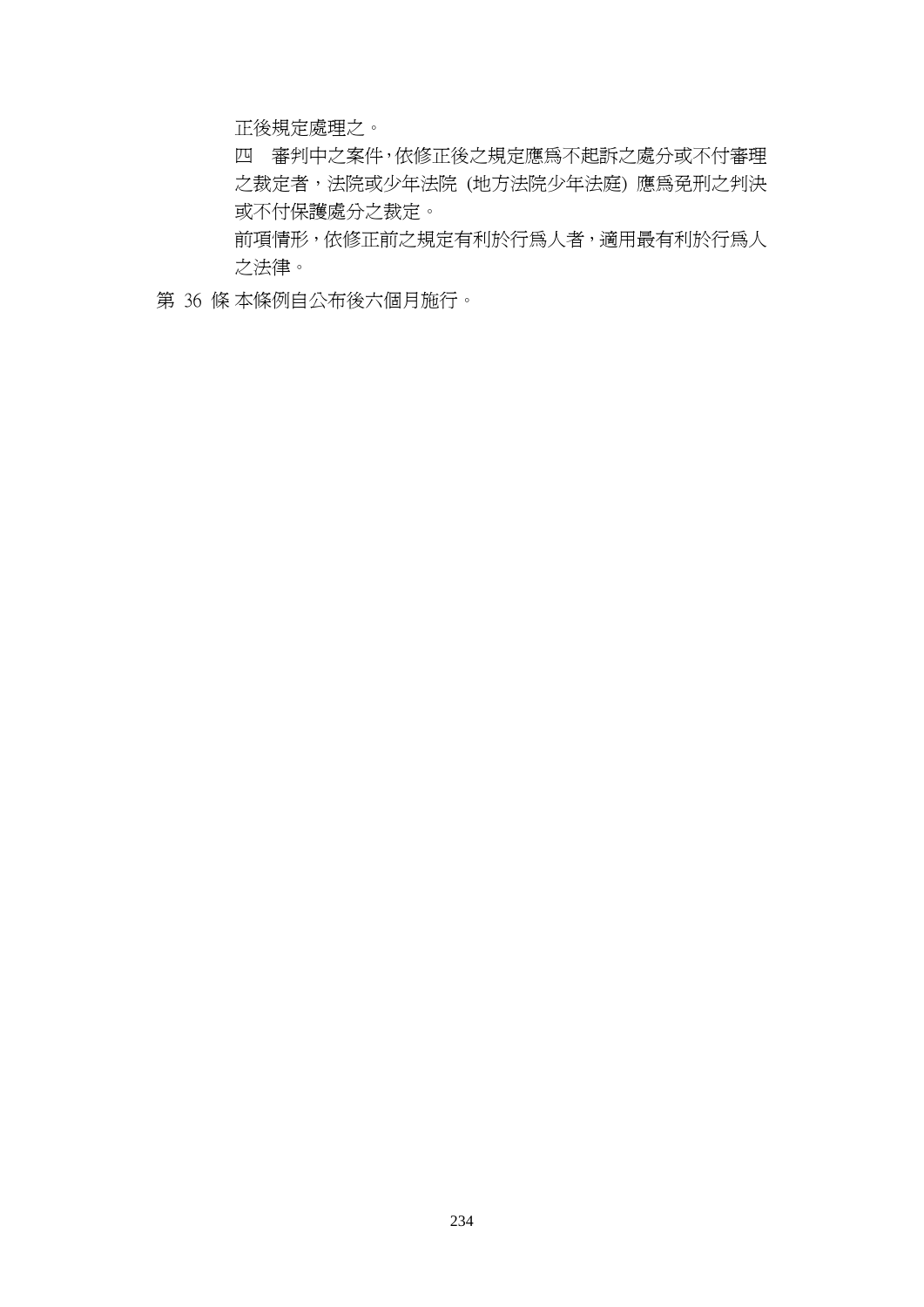正後規定處理之。

四　審判中之案件，依修正後之規定應為不起訴之處分或不付審理之裁定者，法院或少年法院 (地方法院少年法庭) 應為免刑之判決或不付保護處分之裁定。

前項情形，依修正前之規定有利於行為人者，適用最有利於行為人之法律。

第 36 條 本條例自公布後六個月施行。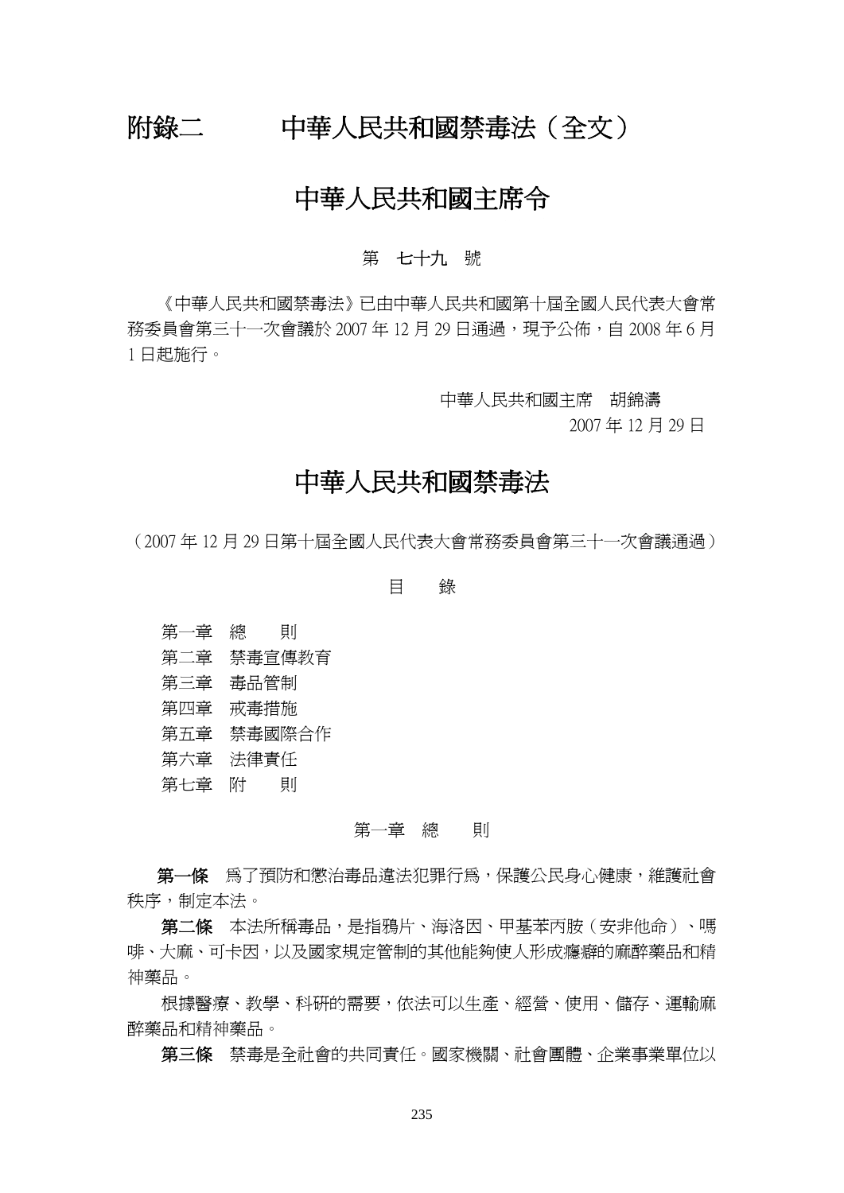# 附錄二　　中華人民共和國禁毒法（全文）

## 中華人民共和國主席令

第　七十九　號

《中華人民共和國禁毒法》已由中華人民共和國第十屆全國人民代表大會常務委員會第三十一次會議於 2007 年 12 月 29 日通過，現予公佈，自 2008 年 6 月 1 日起施行。

中華人民共和國主席　胡錦濤

2007 年 12 月 29 日

## 中華人民共和國禁毒法

（2007 年 12 月 29 日第十屆全國人民代表大會常務委員會第三十一次會議通過）

目　　錄

第一章　總　　則
第二章　禁毒宣傳教育
第三章　毒品管制
第四章　戒毒措施
第五章　禁毒國際合作
第六章　法律責任
第七章　附　　則

### 第一章　總　　則

**第一條**　為了預防和懲治毒品違法犯罪行為，保護公民身心健康，維護社會秩序，制定本法。

**第二條**　本法所稱毒品，是指鴉片、海洛因、甲基苯丙胺（安非他命）、嗎啡、大麻、可卡因，以及國家規定管制的其他能夠使人形成癮癖的麻醉藥品和精神藥品。

根據醫療、教學、科研的需要，依法可以生產、經營、使用、儲存、運輸麻醉藥品和精神藥品。

**第三條**　禁毒是全社會的共同責任。國家機關、社會團體、企業事業單位以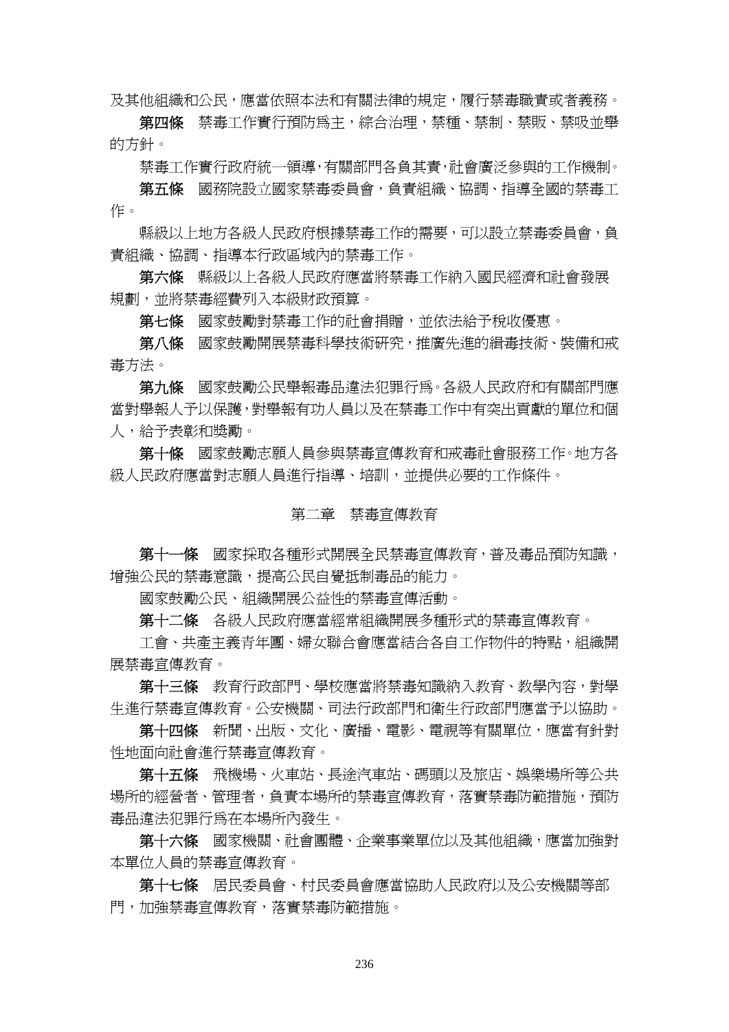及其他組織和公民，應當依照本法和有關法律的規定，履行禁毒職責或者義務。

**第四條**　禁毒工作實行預防爲主，綜合治理，禁種、禁制、禁販、禁吸並舉的方針。

禁毒工作實行政府統一領導，有關部門各負其責，社會廣泛參與的工作機制。

**第五條**　國務院設立國家禁毒委員會，負責組織、協調、指導全國的禁毒工作。

縣級以上地方各級人民政府根據禁毒工作的需要，可以設立禁毒委員會，負責組織、協調、指導本行政區域內的禁毒工作。

**第六條**　縣級以上各級人民政府應當將禁毒工作納入國民經濟和社會發展規劃，並將禁毒經費列入本級財政預算。

**第七條**　國家鼓勵對禁毒工作的社會捐贈，並依法給予稅收優惠。

**第八條**　國家鼓勵開展禁毒科學技術研究，推廣先進的緝毒技術、裝備和戒毒方法。

**第九條**　國家鼓勵公民舉報毒品違法犯罪行爲。各級人民政府和有關部門應當對舉報人予以保護，對舉報有功人員以及在禁毒工作中有突出貢獻的單位和個人，給予表彰和獎勵。

**第十條**　國家鼓勵志願人員參與禁毒宣傳教育和戒毒社會服務工作。地方各級人民政府應當對志願人員進行指導、培訓，並提供必要的工作條件。

## 第二章　禁毒宣傳教育

**第十一條**　國家採取各種形式開展全民禁毒宣傳教育，普及毒品預防知識，增強公民的禁毒意識，提高公民自覺抵制毒品的能力。

國家鼓勵公民、組織開展公益性的禁毒宣傳活動。

**第十二條**　各級人民政府應當經常組織開展多種形式的禁毒宣傳教育。

工會、共產主義青年團、婦女聯合會應當結合各自工作物件的特點，組織開展禁毒宣傳教育。

**第十三條**　教育行政部門、學校應當將禁毒知識納入教育、教學內容，對學生進行禁毒宣傳教育。公安機關、司法行政部門和衛生行政部門應當予以協助。

**第十四條**　新聞、出版、文化、廣播、電影、電視等有關單位，應當有針對性地面向社會進行禁毒宣傳教育。

**第十五條**　飛機場、火車站、長途汽車站、碼頭以及旅店、娛樂場所等公共場所的經營者、管理者，負責本場所的禁毒宣傳教育，落實禁毒防範措施，預防毒品違法犯罪行爲在本場所內發生。

**第十六條**　國家機關、社會團體、企業事業單位以及其他組織，應當加強對本單位人員的禁毒宣傳教育。

**第十七條**　居民委員會、村民委員會應當協助人民政府以及公安機關等部門，加強禁毒宣傳教育，落實禁毒防範措施。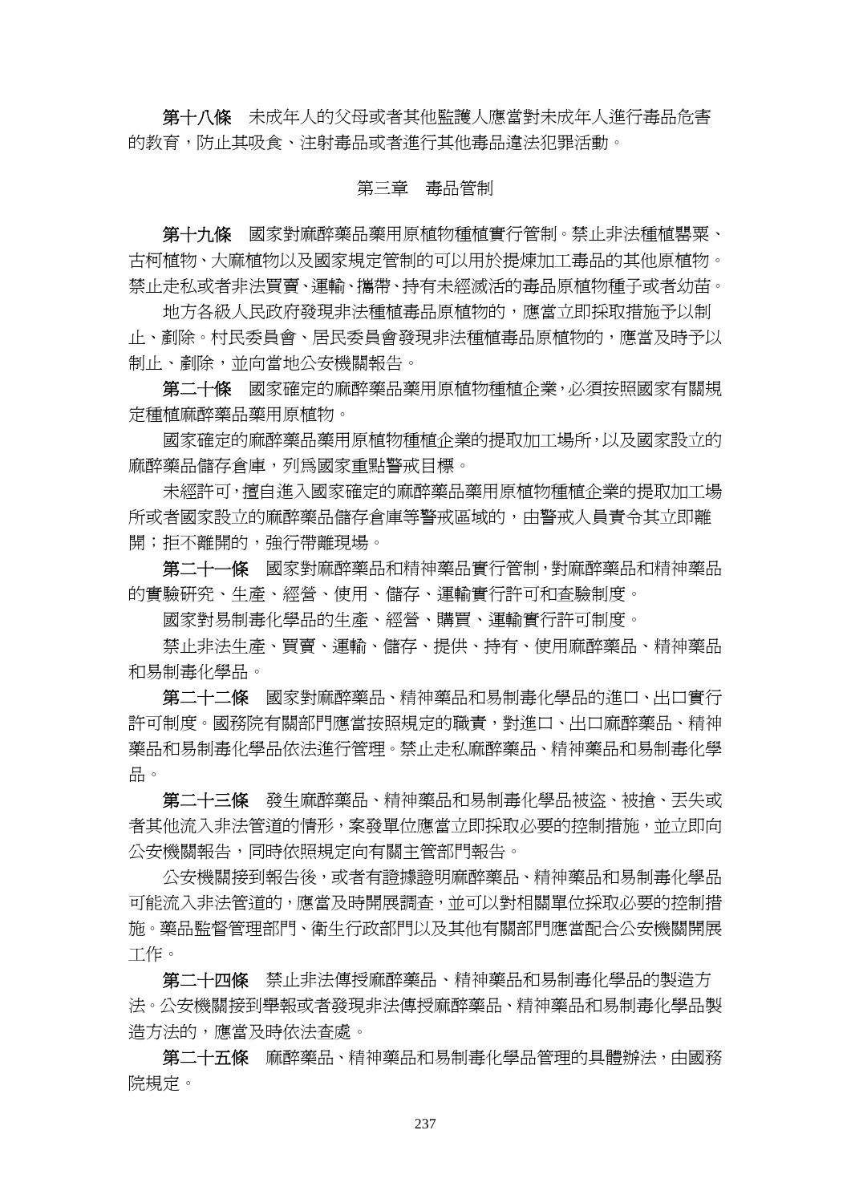**第十八條** 未成年人的父母或者其他監護人應當對未成年人進行毒品危害的教育，防止其吸食、注射毒品或者進行其他毒品違法犯罪活動。

## 第三章　毒品管制

**第十九條** 國家對麻醉藥品藥用原植物種植實行管制。禁止非法種植罌粟、古柯植物、大麻植物以及國家規定管制的可以用於提煉加工毒品的其他原植物。禁止走私或者非法買賣、運輸、攜帶、持有未經滅活的毒品原植物種子或者幼苗。

地方各級人民政府發現非法種植毒品原植物的，應當立即採取措施予以制止、剷除。村民委員會、居民委員會發現非法種植毒品原植物的，應當及時予以制止、剷除，並向當地公安機關報告。

**第二十條** 國家確定的麻醉藥品藥用原植物種植企業，必須按照國家有關規定種植麻醉藥品藥用原植物。

國家確定的麻醉藥品藥用原植物種植企業的提取加工場所，以及國家設立的麻醉藥品儲存倉庫，列爲國家重點警戒目標。

未經許可，擅自進入國家確定的麻醉藥品藥用原植物種植企業的提取加工場所或者國家設立的麻醉藥品儲存倉庫等警戒區域的，由警戒人員責令其立即離開；拒不離開的，強行帶離現場。

**第二十一條** 國家對麻醉藥品和精神藥品實行管制，對麻醉藥品和精神藥品的實驗研究、生產、經營、使用、儲存、運輸實行許可和查驗制度。

國家對易制毒化學品的生產、經營、購買、運輸實行許可制度。

禁止非法生產、買賣、運輸、儲存、提供、持有、使用麻醉藥品、精神藥品和易制毒化學品。

**第二十二條** 國家對麻醉藥品、精神藥品和易制毒化學品的進口、出口實行許可制度。國務院有關部門應當按照規定的職責，對進口、出口麻醉藥品、精神藥品和易制毒化學品依法進行管理。禁止走私麻醉藥品、精神藥品和易制毒化學品。

**第二十三條** 發生麻醉藥品、精神藥品和易制毒化學品被盜、被搶、丟失或者其他流入非法管道的情形，案發單位應當立即採取必要的控制措施，並立即向公安機關報告，同時依照規定向有關主管部門報告。

公安機關接到報告後，或者有證據證明麻醉藥品、精神藥品和易制毒化學品可能流入非法管道的，應當及時開展調查，並可以對相關單位採取必要的控制措施。藥品監督管理部門、衛生行政部門以及其他有關部門應當配合公安機關開展工作。

**第二十四條** 禁止非法傳授麻醉藥品、精神藥品和易制毒化學品的製造方法。公安機關接到舉報或者發現非法傳授麻醉藥品、精神藥品和易制毒化學品製造方法的，應當及時依法查處。

**第二十五條** 麻醉藥品、精神藥品和易制毒化學品管理的具體辦法，由國務院規定。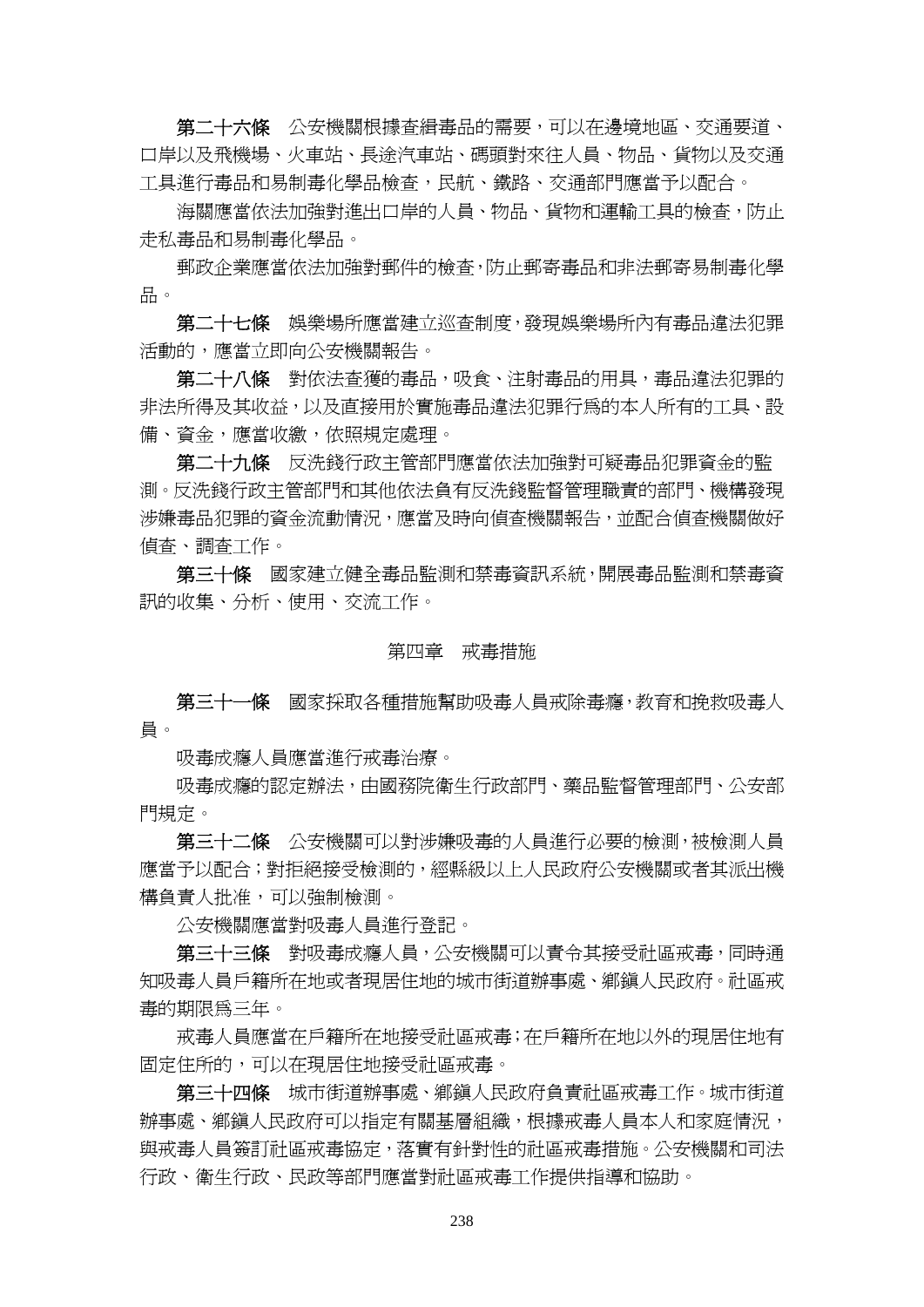**第二十六條**　公安機關根據查緝毒品的需要，可以在邊境地區、交通要道、口岸以及飛機場、火車站、長途汽車站、碼頭對來往人員、物品、貨物以及交通工具進行毒品和易制毒化學品檢查，民航、鐵路、交通部門應當予以配合。

海關應當依法加強對進出口岸的人員、物品、貨物和運輸工具的檢查，防止走私毒品和易制毒化學品。

郵政企業應當依法加強對郵件的檢查，防止郵寄毒品和非法郵寄易制毒化學品。

**第二十七條**　娛樂場所應當建立巡查制度，發現娛樂場所內有毒品違法犯罪活動的，應當立即向公安機關報告。

**第二十八條**　對依法查獲的毒品，吸食、注射毒品的用具，毒品違法犯罪的非法所得及其收益，以及直接用於實施毒品違法犯罪行爲的本人所有的工具、設備、資金，應當收繳，依照規定處理。

**第二十九條**　反洗錢行政主管部門應當依法加強對可疑毒品犯罪資金的監測。反洗錢行政主管部門和其他依法負有反洗錢監督管理職責的部門、機構發現涉嫌毒品犯罪的資金流動情況，應當及時向偵查機關報告，並配合偵查機關做好偵查、調查工作。

**第三十條**　國家建立健全毒品監測和禁毒資訊系統，開展毒品監測和禁毒資訊的收集、分析、使用、交流工作。

## 第四章　戒毒措施

**第三十一條**　國家採取各種措施幫助吸毒人員戒除毒癮，教育和挽救吸毒人員。

吸毒成癮人員應當進行戒毒治療。

吸毒成癮的認定辦法，由國務院衛生行政部門、藥品監督管理部門、公安部門規定。

**第三十二條**　公安機關可以對涉嫌吸毒的人員進行必要的檢測，被檢測人員應當予以配合；對拒絕接受檢測的，經縣級以上人民政府公安機關或者其派出機構負責人批准，可以強制檢測。

公安機關應當對吸毒人員進行登記。

**第三十三條**　對吸毒成癮人員，公安機關可以責令其接受社區戒毒，同時通知吸毒人員戶籍所在地或者現居住地的城市街道辦事處、鄉鎮人民政府。社區戒毒的期限爲三年。

戒毒人員應當在戶籍所在地接受社區戒毒；在戶籍所在地以外的現居住地有固定住所的，可以在現居住地接受社區戒毒。

**第三十四條**　城市街道辦事處、鄉鎮人民政府負責社區戒毒工作。城市街道辦事處、鄉鎮人民政府可以指定有關基層組織，根據戒毒人員本人和家庭情況，與戒毒人員簽訂社區戒毒協定，落實有針對性的社區戒毒措施。公安機關和司法行政、衛生行政、民政等部門應當對社區戒毒工作提供指導和協助。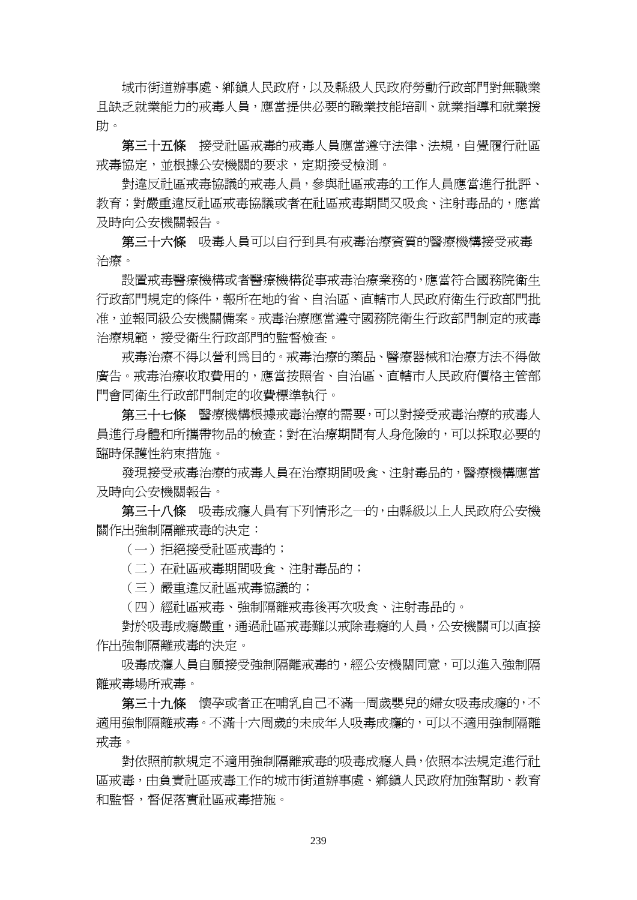城市街道辦事處、鄉鎮人民政府，以及縣級人民政府勞動行政部門對無職業且缺乏就業能力的戒毒人員，應當提供必要的職業技能培訓、就業指導和就業援助。

**第三十五條**　接受社區戒毒的戒毒人員應當遵守法律、法規，自覺履行社區戒毒協定，並根據公安機關的要求，定期接受檢測。

對違反社區戒毒協議的戒毒人員，參與社區戒毒的工作人員應當進行批評、教育；對嚴重違反社區戒毒協議或者在社區戒毒期間又吸食、注射毒品的，應當及時向公安機關報告。

**第三十六條**　吸毒人員可以自行到具有戒毒治療資質的醫療機構接受戒毒治療。

設置戒毒醫療機構或者醫療機構從事戒毒治療業務的，應當符合國務院衛生行政部門規定的條件，報所在地的省、自治區、直轄市人民政府衛生行政部門批准，並報同級公安機關備案。戒毒治療應當遵守國務院衛生行政部門制定的戒毒治療規範，接受衛生行政部門的監督檢查。

戒毒治療不得以營利爲目的。戒毒治療的藥品、醫療器械和治療方法不得做廣告。戒毒治療收取費用的，應當按照省、自治區、直轄市人民政府價格主管部門會同衛生行政部門制定的收費標準執行。

**第三十七條**　醫療機構根據戒毒治療的需要，可以對接受戒毒治療的戒毒人員進行身體和所攜帶物品的檢查；對在治療期間有人身危險的，可以採取必要的臨時保護性約束措施。

發現接受戒毒治療的戒毒人員在治療期間吸食、注射毒品的，醫療機構應當及時向公安機關報告。

**第三十八條**　吸毒成癮人員有下列情形之一的，由縣級以上人民政府公安機關作出強制隔離戒毒的決定：

（一）拒絕接受社區戒毒的；

（二）在社區戒毒期間吸食、注射毒品的；

（三）嚴重違反社區戒毒協議的；

（四）經社區戒毒、強制隔離戒毒後再次吸食、注射毒品的。

對於吸毒成癮嚴重，通過社區戒毒難以戒除毒癮的人員，公安機關可以直接作出強制隔離戒毒的決定。

吸毒成癮人員自願接受強制隔離戒毒的，經公安機關同意，可以進入強制隔離戒毒場所戒毒。

**第三十九條**　懷孕或者正在哺乳自己不滿一周歲嬰兒的婦女吸毒成癮的，不適用強制隔離戒毒。不滿十六周歲的未成年人吸毒成癮的，可以不適用強制隔離戒毒。

對依照前款規定不適用強制隔離戒毒的吸毒成癮人員，依照本法規定進行社區戒毒，由負責社區戒毒工作的城市街道辦事處、鄉鎮人民政府加強幫助、教育和監督，督促落實社區戒毒措施。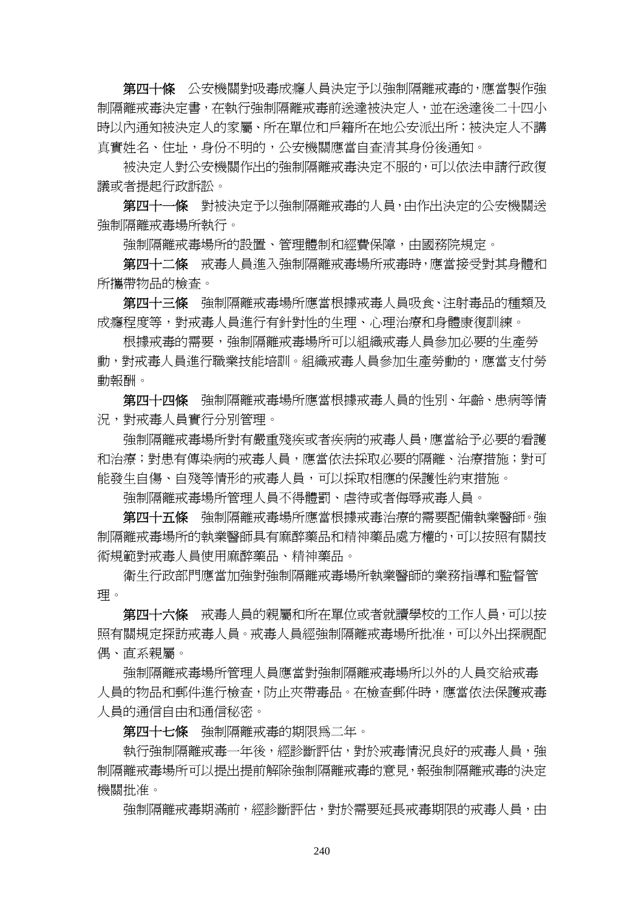**第四十條**　公安機關對吸毒成癮人員決定予以強制隔離戒毒的，應當製作強制隔離戒毒決定書，在執行強制隔離戒毒前送達被決定人，並在送達後二十四小時以內通知被決定人的家屬、所在單位和戶籍所在地公安派出所；被決定人不講真實姓名、住址，身份不明的，公安機關應當自查清其身份後通知。

被決定人對公安機關作出的強制隔離戒毒決定不服的，可以依法申請行政復議或者提起行政訴訟。

**第四十一條**　對被決定予以強制隔離戒毒的人員，由作出決定的公安機關送強制隔離戒毒場所執行。

強制隔離戒毒場所的設置、管理體制和經費保障，由國務院規定。

**第四十二條**　戒毒人員進入強制隔離戒毒場所戒毒時，應當接受對其身體和所攜帶物品的檢查。

**第四十三條**　強制隔離戒毒場所應當根據戒毒人員吸食、注射毒品的種類及成癮程度等，對戒毒人員進行有針對性的生理、心理治療和身體康復訓練。

根據戒毒的需要，強制隔離戒毒場所可以組織戒毒人員參加必要的生產勞動，對戒毒人員進行職業技能培訓。組織戒毒人員參加生產勞動的，應當支付勞動報酬。

**第四十四條**　強制隔離戒毒場所應當根據戒毒人員的性別、年齡、患病等情況，對戒毒人員實行分別管理。

強制隔離戒毒場所對有嚴重殘疾或者疾病的戒毒人員，應當給予必要的看護和治療；對患有傳染病的戒毒人員，應當依法採取必要的隔離、治療措施；對可能發生自傷、自殘等情形的戒毒人員，可以採取相應的保護性約束措施。

強制隔離戒毒場所管理人員不得體罰、虐待或者侮辱戒毒人員。

**第四十五條**　強制隔離戒毒場所應當根據戒毒治療的需要配備執業醫師。強制隔離戒毒場所的執業醫師具有麻醉藥品和精神藥品處方權的，可以按照有關技術規範對戒毒人員使用麻醉藥品、精神藥品。

衛生行政部門應當加強對強制隔離戒毒場所執業醫師的業務指導和監督管理。

**第四十六條**　戒毒人員的親屬和所在單位或者就讀學校的工作人員，可以按照有關規定探訪戒毒人員。戒毒人員經強制隔離戒毒場所批准，可以外出探視配偶、直系親屬。

強制隔離戒毒場所管理人員應當對強制隔離戒毒場所以外的人員交給戒毒人員的物品和郵件進行檢查，防止夾帶毒品。在檢查郵件時，應當依法保護戒毒人員的通信自由和通信秘密。

**第四十七條**　強制隔離戒毒的期限為二年。

執行強制隔離戒毒一年後，經診斷評估，對於戒毒情況良好的戒毒人員，強制隔離戒毒場所可以提出提前解除強制隔離戒毒的意見，報強制隔離戒毒的決定機關批准。

強制隔離戒毒期滿前，經診斷評估，對於需要延長戒毒期限的戒毒人員，由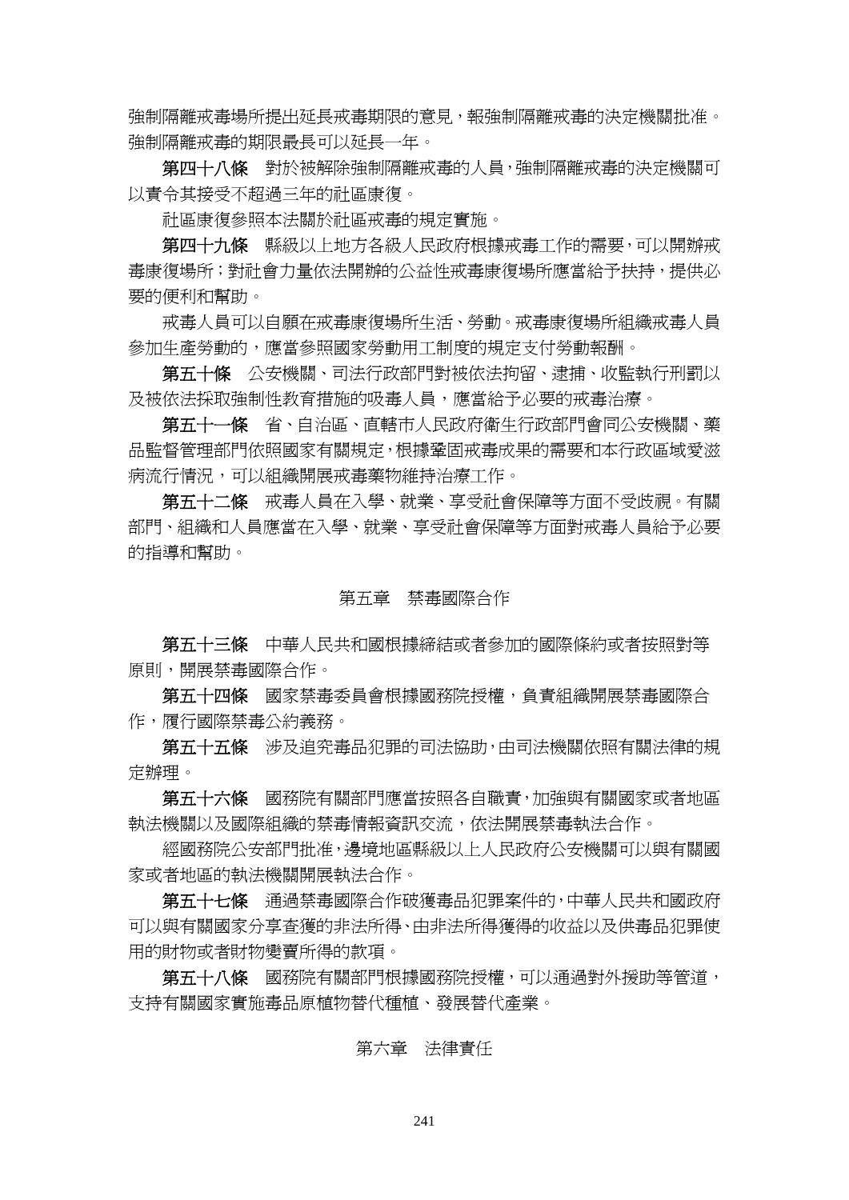強制隔離戒毒場所提出延長戒毒期限的意見，報強制隔離戒毒的決定機關批准。強制隔離戒毒的期限最長可以延長一年。

**第四十八條**　對於被解除強制隔離戒毒的人員，強制隔離戒毒的決定機關可以責令其接受不超過三年的社區康復。

社區康復參照本法關於社區戒毒的規定實施。

**第四十九條**　縣級以上地方各級人民政府根據戒毒工作的需要，可以開辦戒毒康復場所；對社會力量依法開辦的公益性戒毒康復場所應當給予扶持，提供必要的便利和幫助。

戒毒人員可以自願在戒毒康復場所生活、勞動。戒毒康復場所組織戒毒人員參加生產勞動的，應當參照國家勞動用工制度的規定支付勞動報酬。

**第五十條**　公安機關、司法行政部門對被依法拘留、逮捕、收監執行刑罰以及被依法採取強制性教育措施的吸毒人員，應當給予必要的戒毒治療。

**第五十一條**　省、自治區、直轄市人民政府衛生行政部門會同公安機關、藥品監督管理部門依照國家有關規定，根據鞏固戒毒成果的需要和本行政區域愛滋病流行情況，可以組織開展戒毒藥物維持治療工作。

**第五十二條**　戒毒人員在入學、就業、享受社會保障等方面不受歧視。有關部門、組織和人員應當在入學、就業、享受社會保障等方面對戒毒人員給予必要的指導和幫助。

## 第五章　禁毒國際合作

**第五十三條**　中華人民共和國根據締結或者參加的國際條約或者按照對等原則，開展禁毒國際合作。

**第五十四條**　國家禁毒委員會根據國務院授權，負責組織開展禁毒國際合作，履行國際禁毒公約義務。

**第五十五條**　涉及追究毒品犯罪的司法協助，由司法機關依照有關法律的規定辦理。

**第五十六條**　國務院有關部門應當按照各自職責，加強與有關國家或者地區執法機關以及國際組織的禁毒情報資訊交流，依法開展禁毒執法合作。

經國務院公安部門批准，邊境地區縣級以上人民政府公安機關可以與有關國家或者地區的執法機關開展執法合作。

**第五十七條**　通過禁毒國際合作破獲毒品犯罪案件的，中華人民共和國政府可以與有關國家分享查獲的非法所得、由非法所得獲得的收益以及供毒品犯罪使用的財物或者財物變賣所得的款項。

**第五十八條**　國務院有關部門根據國務院授權，可以通過對外援助等管道，支持有關國家實施毒品原植物替代種植、發展替代產業。

## 第六章　法律責任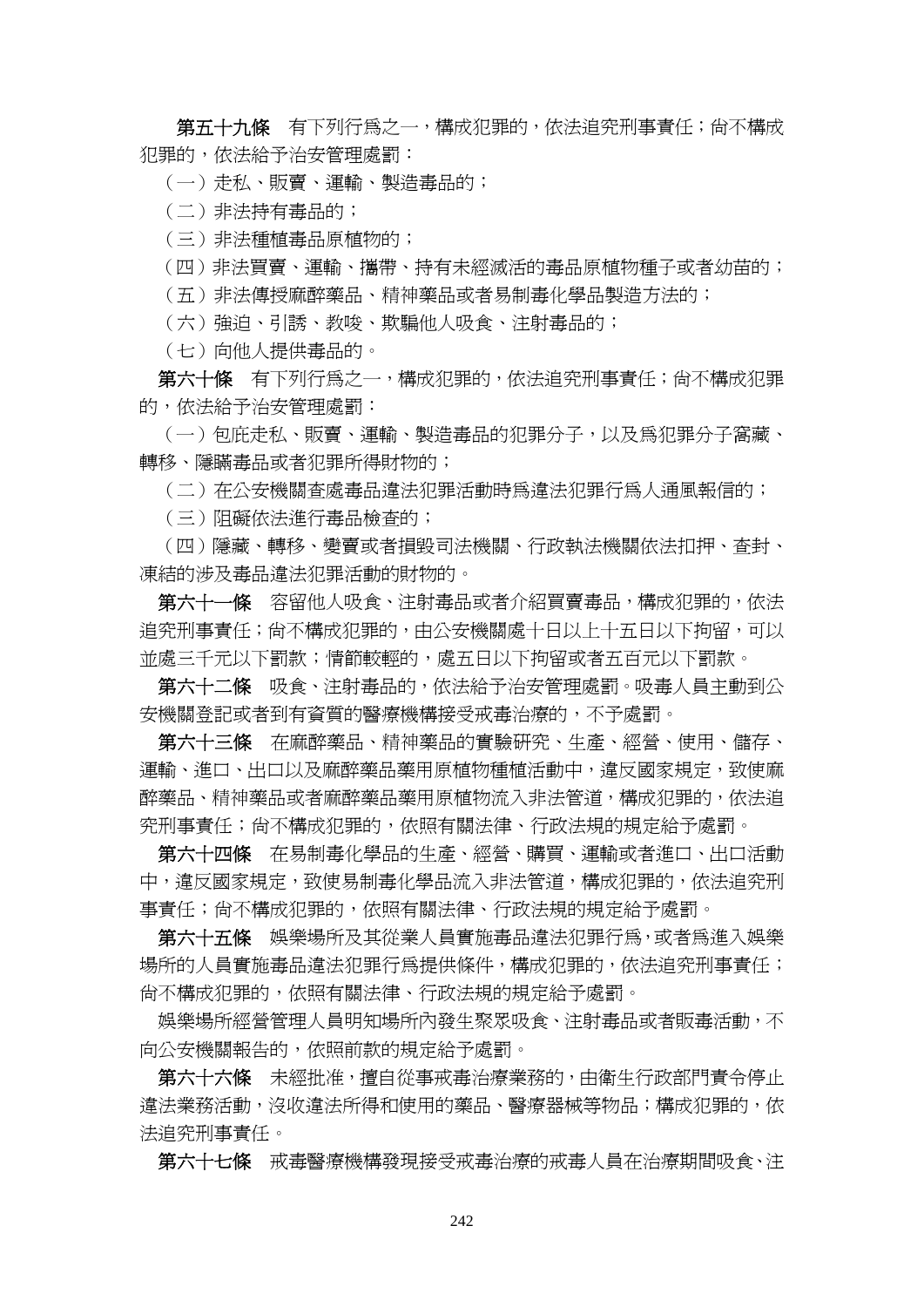**第五十九條**　有下列行爲之一，構成犯罪的，依法追究刑事責任；尚不構成犯罪的，依法給予治安管理處罰：

（一）走私、販賣、運輸、製造毒品的；

（二）非法持有毒品的；

（三）非法種植毒品原植物的；

（四）非法買賣、運輸、攜帶、持有未經滅活的毒品原植物種子或者幼苗的；

（五）非法傳授麻醉藥品、精神藥品或者易制毒化學品製造方法的；

（六）強迫、引誘、教唆、欺騙他人吸食、注射毒品的；

（七）向他人提供毒品的。

**第六十條**　有下列行爲之一，構成犯罪的，依法追究刑事責任；尚不構成犯罪的，依法給予治安管理處罰：

（一）包庇走私、販賣、運輸、製造毒品的犯罪分子，以及爲犯罪分子窩藏、轉移、隱瞞毒品或者犯罪所得財物的；

（二）在公安機關查處毒品違法犯罪活動時爲違法犯罪行爲人通風報信的；

（三）阻礙依法進行毒品檢查的；

（四）隱藏、轉移、變賣或者損毀司法機關、行政執法機關依法扣押、查封、凍結的涉及毒品違法犯罪活動的財物的。

**第六十一條**　容留他人吸食、注射毒品或者介紹買賣毒品，構成犯罪的，依法追究刑事責任；尚不構成犯罪的，由公安機關處十日以上十五日以下拘留，可以並處三千元以下罰款；情節較輕的，處五日以下拘留或者五百元以下罰款。

**第六十二條**　吸食、注射毒品的，依法給予治安管理處罰。吸毒人員主動到公安機關登記或者到有資質的醫療機構接受戒毒治療的，不予處罰。

**第六十三條**　在麻醉藥品、精神藥品的實驗研究、生產、經營、使用、儲存、運輸、進口、出口以及麻醉藥品藥用原植物種植活動中，違反國家規定，致使麻醉藥品、精神藥品或者麻醉藥品藥用原植物流入非法管道，構成犯罪的，依法追究刑事責任；尚不構成犯罪的，依照有關法律、行政法規的規定給予處罰。

**第六十四條**　在易制毒化學品的生產、經營、購買、運輸或者進口、出口活動中，違反國家規定，致使易制毒化學品流入非法管道，構成犯罪的，依法追究刑事責任；尚不構成犯罪的，依照有關法律、行政法規的規定給予處罰。

**第六十五條**　娛樂場所及其從業人員實施毒品違法犯罪行爲，或者爲進入娛樂場所的人員實施毒品違法犯罪行爲提供條件，構成犯罪的，依法追究刑事責任；尚不構成犯罪的，依照有關法律、行政法規的規定給予處罰。

娛樂場所經營管理人員明知場所內發生聚眾吸食、注射毒品或者販毒活動，不向公安機關報告的，依照前款的規定給予處罰。

**第六十六條**　未經批准，擅自從事戒毒治療業務的，由衛生行政部門責令停止違法業務活動，沒收違法所得和使用的藥品、醫療器械等物品；構成犯罪的，依法追究刑事責任。

**第六十七條**　戒毒醫療機構發現接受戒毒治療的戒毒人員在治療期間吸食、注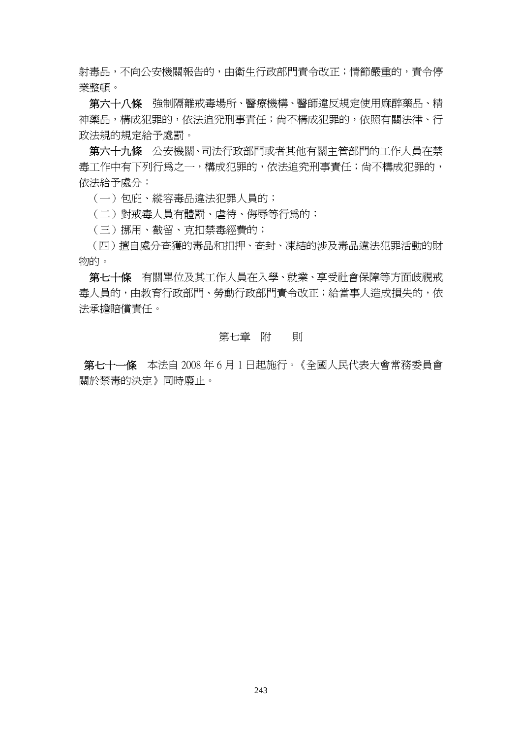射毒品，不向公安機關報告的，由衛生行政部門責令改正；情節嚴重的，責令停業整頓。

**第六十八條**　強制隔離戒毒場所、醫療機構、醫師違反規定使用麻醉藥品、精神藥品，構成犯罪的，依法追究刑事責任；尚不構成犯罪的，依照有關法律、行政法規的規定給予處罰。

**第六十九條**　公安機關、司法行政部門或者其他有關主管部門的工作人員在禁毒工作中有下列行爲之一，構成犯罪的，依法追究刑事責任；尚不構成犯罪的，依法給予處分：

（一）包庇、縱容毒品違法犯罪人員的；

（二）對戒毒人員有體罰、虐待、侮辱等行爲的；

（三）挪用、截留、克扣禁毒經費的；

（四）擅自處分查獲的毒品和扣押、查封、凍結的涉及毒品違法犯罪活動的財物的。

**第七十條**　有關單位及其工作人員在入學、就業、享受社會保障等方面歧視戒毒人員的，由教育行政部門、勞動行政部門責令改正；給當事人造成損失的，依法承擔賠償責任。

## 第七章　附　　則

**第七十一條**　本法自 2008 年 6 月 1 日起施行。《全國人民代表大會常務委員會關於禁毒的決定》同時廢止。